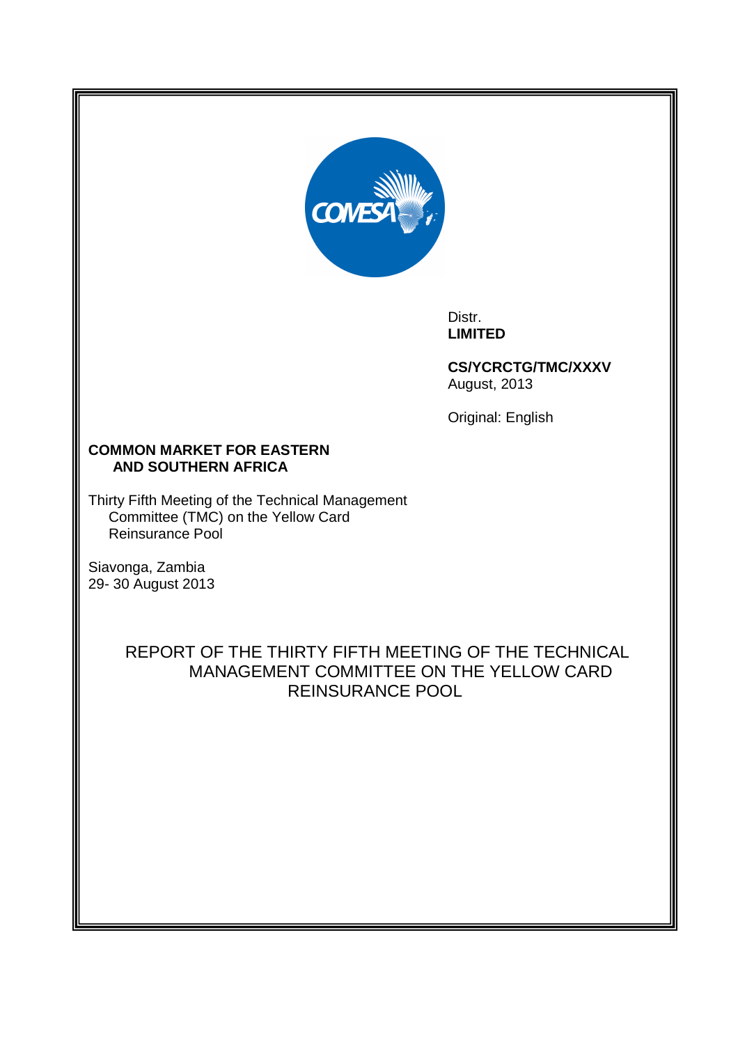Distr.
**LIMITED**

**CS/YCRCTG/TMC/XXXV**
August, 2013

Original: English

**COMMON MARKET FOR EASTERN AND SOUTHERN AFRICA**

Thirty Fifth Meeting of the Technical Management Committee (TMC) on the Yellow Card Reinsurance Pool

Siavonga, Zambia
29- 30 August 2013

# REPORT OF THE THIRTY FIFTH MEETING OF THE TECHNICAL MANAGEMENT COMMITTEE ON THE YELLOW CARD REINSURANCE POOL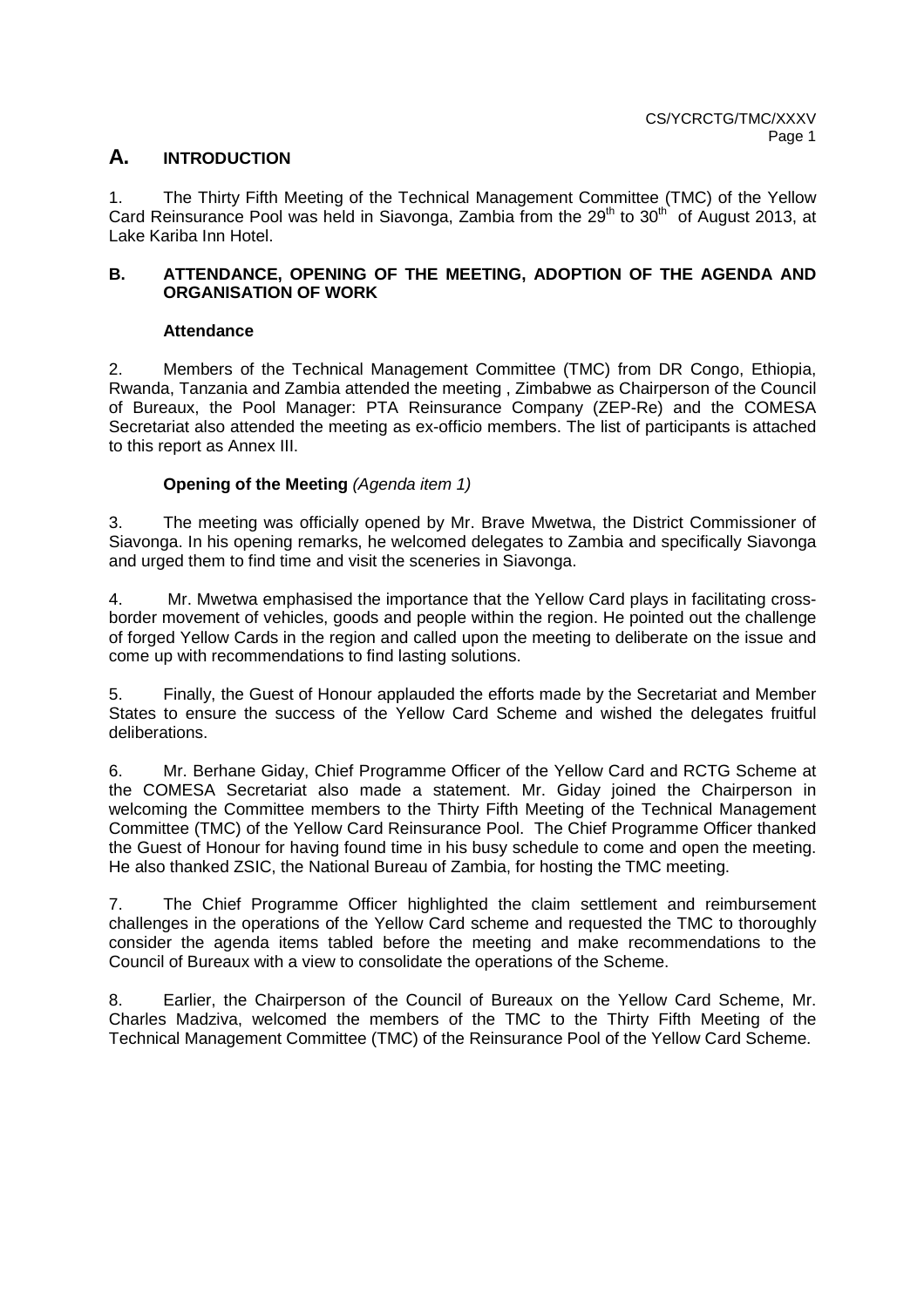## A. INTRODUCTION

1. The Thirty Fifth Meeting of the Technical Management Committee (TMC) of the Yellow Card Reinsurance Pool was held in Siavonga, Zambia from the 29th to 30th of August 2013, at Lake Kariba Inn Hotel.

## B. ATTENDANCE, OPENING OF THE MEETING, ADOPTION OF THE AGENDA AND ORGANISATION OF WORK

### Attendance

2. Members of the Technical Management Committee (TMC) from DR Congo, Ethiopia, Rwanda, Tanzania and Zambia attended the meeting , Zimbabwe as Chairperson of the Council of Bureaux, the Pool Manager: PTA Reinsurance Company (ZEP-Re) and the COMESA Secretariat also attended the meeting as ex-officio members. The list of participants is attached to this report as Annex III.

### Opening of the Meeting *(Agenda item 1)*

3. The meeting was officially opened by Mr. Brave Mwetwa, the District Commissioner of Siavonga. In his opening remarks, he welcomed delegates to Zambia and specifically Siavonga and urged them to find time and visit the sceneries in Siavonga.

4. Mr. Mwetwa emphasised the importance that the Yellow Card plays in facilitating cross-border movement of vehicles, goods and people within the region. He pointed out the challenge of forged Yellow Cards in the region and called upon the meeting to deliberate on the issue and come up with recommendations to find lasting solutions.

5. Finally, the Guest of Honour applauded the efforts made by the Secretariat and Member States to ensure the success of the Yellow Card Scheme and wished the delegates fruitful deliberations.

6. Mr. Berhane Giday, Chief Programme Officer of the Yellow Card and RCTG Scheme at the COMESA Secretariat also made a statement. Mr. Giday joined the Chairperson in welcoming the Committee members to the Thirty Fifth Meeting of the Technical Management Committee (TMC) of the Yellow Card Reinsurance Pool. The Chief Programme Officer thanked the Guest of Honour for having found time in his busy schedule to come and open the meeting. He also thanked ZSIC, the National Bureau of Zambia, for hosting the TMC meeting.

7. The Chief Programme Officer highlighted the claim settlement and reimbursement challenges in the operations of the Yellow Card scheme and requested the TMC to thoroughly consider the agenda items tabled before the meeting and make recommendations to the Council of Bureaux with a view to consolidate the operations of the Scheme.

8. Earlier, the Chairperson of the Council of Bureaux on the Yellow Card Scheme, Mr. Charles Madziva, welcomed the members of the TMC to the Thirty Fifth Meeting of the Technical Management Committee (TMC) of the Reinsurance Pool of the Yellow Card Scheme.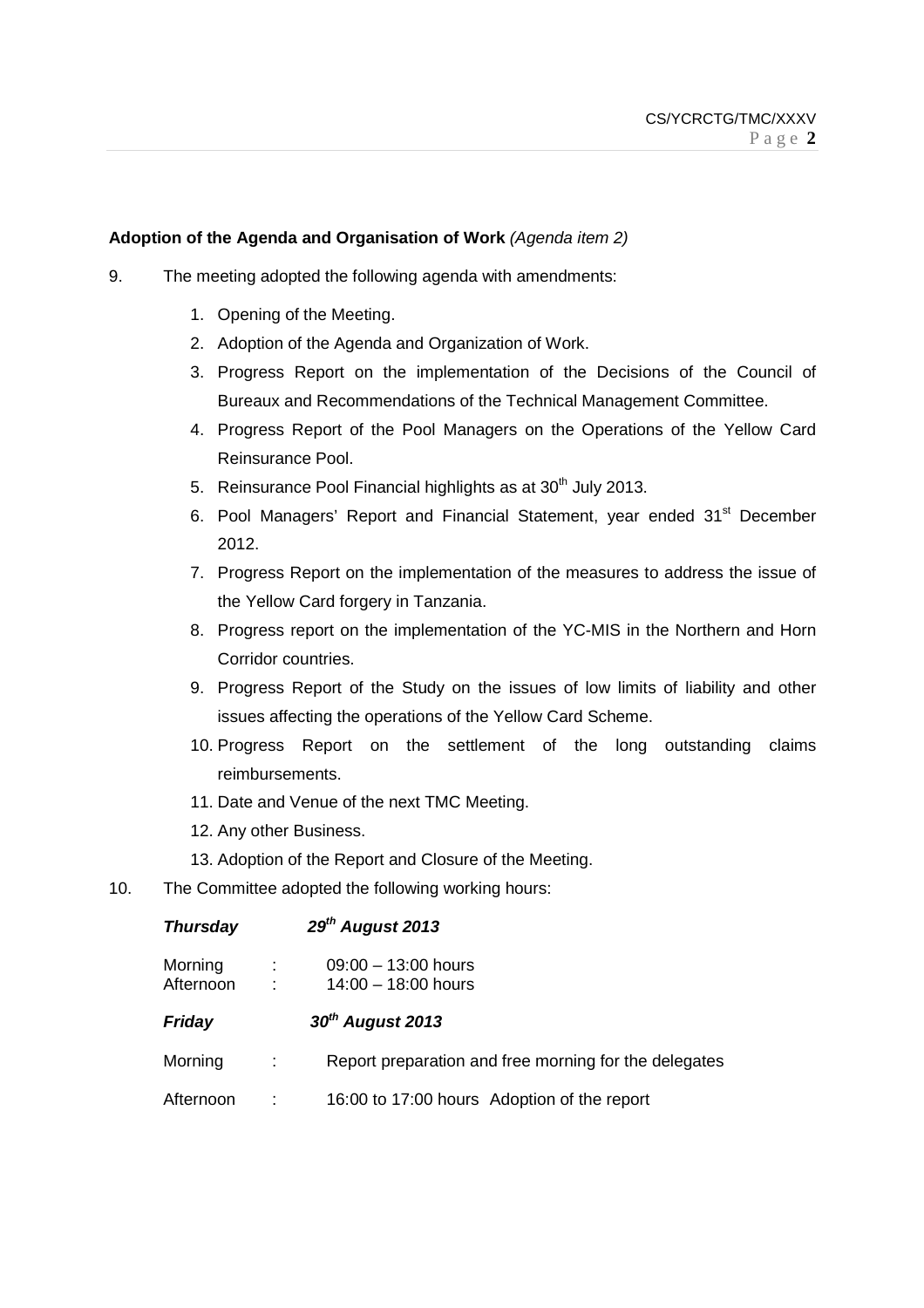**Adoption of the Agenda and Organisation of Work** *(Agenda item 2)*

9. The meeting adopted the following agenda with amendments:

   1. Opening of the Meeting.
   2. Adoption of the Agenda and Organization of Work.
   3. Progress Report on the implementation of the Decisions of the Council of Bureaux and Recommendations of the Technical Management Committee.
   4. Progress Report of the Pool Managers on the Operations of the Yellow Card Reinsurance Pool.
   5. Reinsurance Pool Financial highlights as at 30th July 2013.
   6. Pool Managers' Report and Financial Statement, year ended 31st December 2012.
   7. Progress Report on the implementation of the measures to address the issue of the Yellow Card forgery in Tanzania.
   8. Progress report on the implementation of the YC-MIS in the Northern and Horn Corridor countries.
   9. Progress Report of the Study on the issues of low limits of liability and other issues affecting the operations of the Yellow Card Scheme.
   10. Progress Report on the settlement of the long outstanding claims reimbursements.
   11. Date and Venue of the next TMC Meeting.
   12. Any other Business.
   13. Adoption of the Report and Closure of the Meeting.

10. The Committee adopted the following working hours:

***Thursday*** ***29th August 2013***

Morning : 09:00 – 13:00 hours
Afternoon : 14:00 – 18:00 hours

***Friday*** ***30th August 2013***

Morning : Report preparation and free morning for the delegates

Afternoon : 16:00 to 17:00 hours Adoption of the report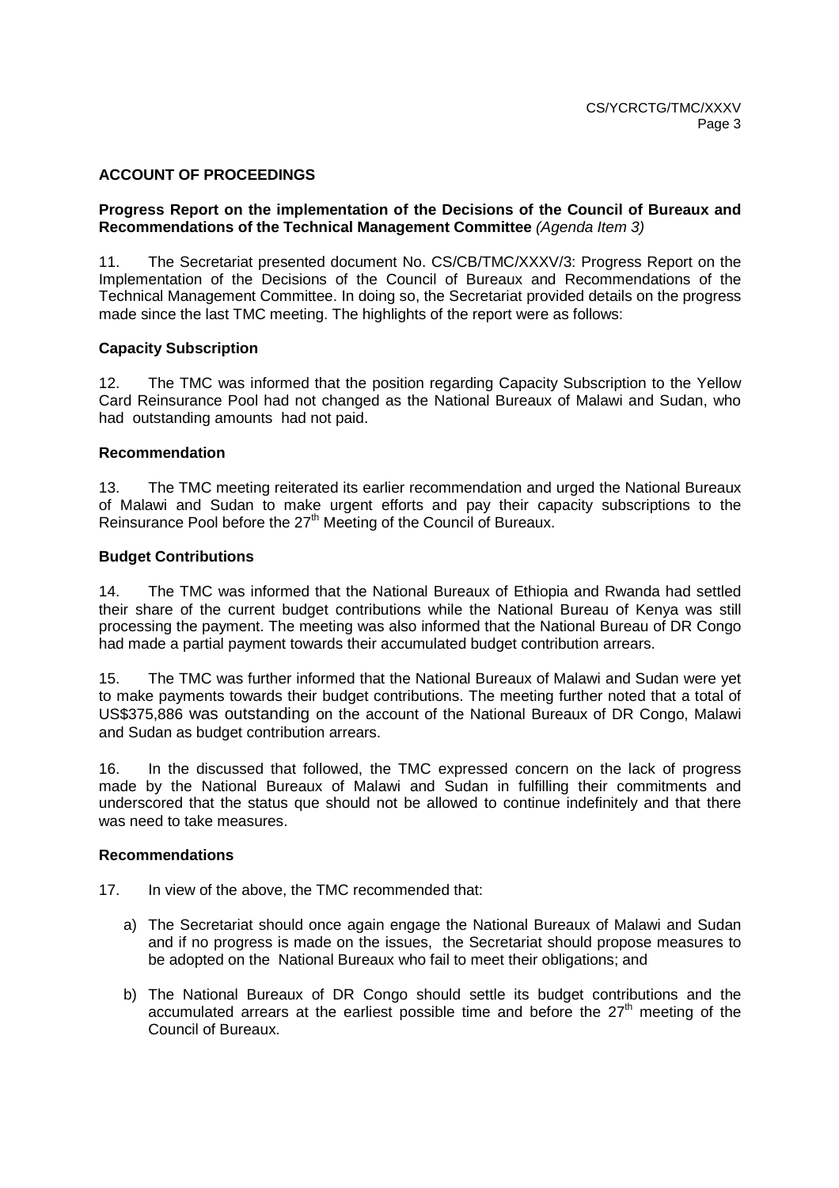**ACCOUNT OF PROCEEDINGS**

**Progress Report on the implementation of the Decisions of the Council of Bureaux and Recommendations of the Technical Management Committee** *(Agenda Item 3)*

11. The Secretariat presented document No. CS/CB/TMC/XXXV/3: Progress Report on the Implementation of the Decisions of the Council of Bureaux and Recommendations of the Technical Management Committee. In doing so, the Secretariat provided details on the progress made since the last TMC meeting. The highlights of the report were as follows:

**Capacity Subscription**

12. The TMC was informed that the position regarding Capacity Subscription to the Yellow Card Reinsurance Pool had not changed as the National Bureaux of Malawi and Sudan, who had outstanding amounts had not paid.

**Recommendation**

13. The TMC meeting reiterated its earlier recommendation and urged the National Bureaux of Malawi and Sudan to make urgent efforts and pay their capacity subscriptions to the Reinsurance Pool before the 27th Meeting of the Council of Bureaux.

**Budget Contributions**

14. The TMC was informed that the National Bureaux of Ethiopia and Rwanda had settled their share of the current budget contributions while the National Bureau of Kenya was still processing the payment. The meeting was also informed that the National Bureau of DR Congo had made a partial payment towards their accumulated budget contribution arrears.

15. The TMC was further informed that the National Bureaux of Malawi and Sudan were yet to make payments towards their budget contributions. The meeting further noted that a total of US$375,886 was outstanding on the account of the National Bureaux of DR Congo, Malawi and Sudan as budget contribution arrears.

16. In the discussed that followed, the TMC expressed concern on the lack of progress made by the National Bureaux of Malawi and Sudan in fulfilling their commitments and underscored that the status que should not be allowed to continue indefinitely and that there was need to take measures.

**Recommendations**

17. In view of the above, the TMC recommended that:

a) The Secretariat should once again engage the National Bureaux of Malawi and Sudan and if no progress is made on the issues, the Secretariat should propose measures to be adopted on the National Bureaux who fail to meet their obligations; and

b) The National Bureaux of DR Congo should settle its budget contributions and the accumulated arrears at the earliest possible time and before the 27th meeting of the Council of Bureaux.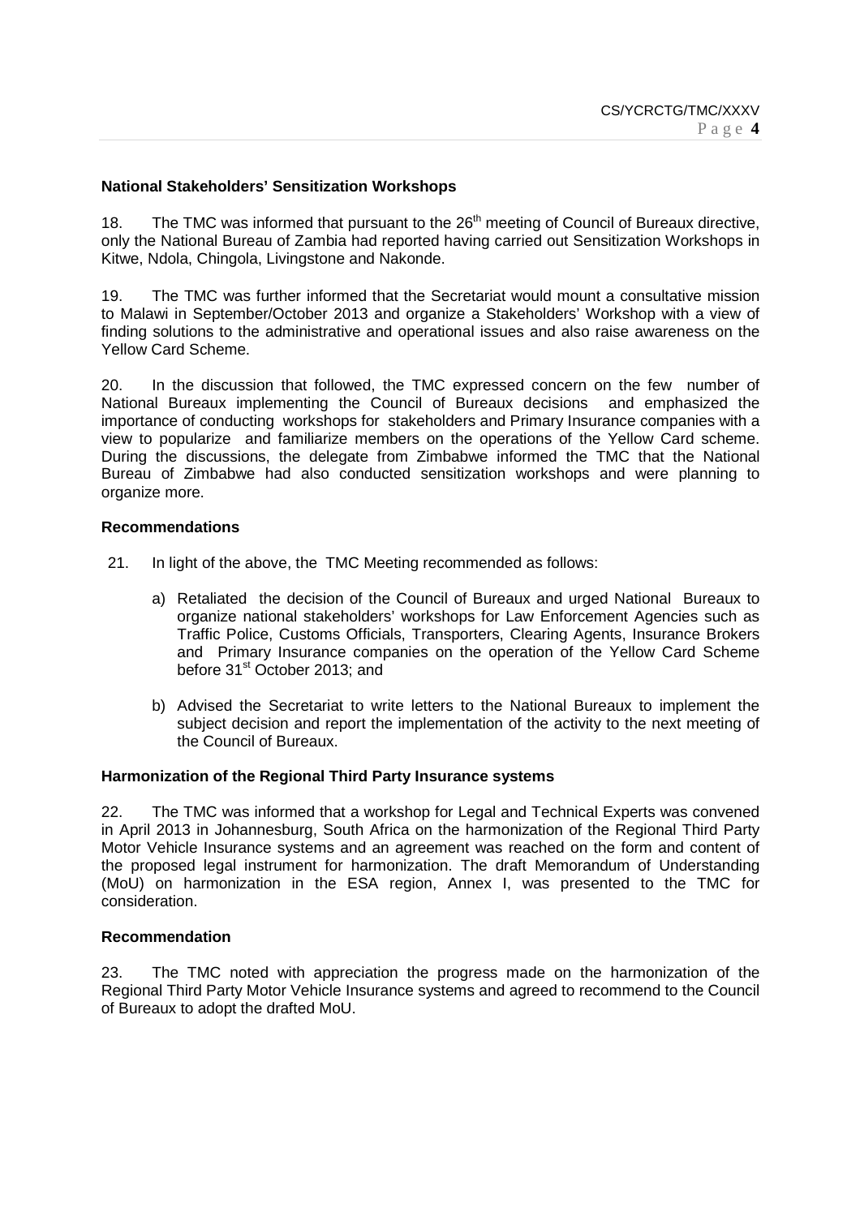**National Stakeholders' Sensitization Workshops**

18. The TMC was informed that pursuant to the 26th meeting of Council of Bureaux directive, only the National Bureau of Zambia had reported having carried out Sensitization Workshops in Kitwe, Ndola, Chingola, Livingstone and Nakonde.

19. The TMC was further informed that the Secretariat would mount a consultative mission to Malawi in September/October 2013 and organize a Stakeholders' Workshop with a view of finding solutions to the administrative and operational issues and also raise awareness on the Yellow Card Scheme.

20. In the discussion that followed, the TMC expressed concern on the few number of National Bureaux implementing the Council of Bureaux decisions and emphasized the importance of conducting workshops for stakeholders and Primary Insurance companies with a view to popularize and familiarize members on the operations of the Yellow Card scheme. During the discussions, the delegate from Zimbabwe informed the TMC that the National Bureau of Zimbabwe had also conducted sensitization workshops and were planning to organize more.

**Recommendations**

21. In light of the above, the TMC Meeting recommended as follows:

a) Retaliated the decision of the Council of Bureaux and urged National Bureaux to organize national stakeholders' workshops for Law Enforcement Agencies such as Traffic Police, Customs Officials, Transporters, Clearing Agents, Insurance Brokers and Primary Insurance companies on the operation of the Yellow Card Scheme before 31st October 2013; and

b) Advised the Secretariat to write letters to the National Bureaux to implement the subject decision and report the implementation of the activity to the next meeting of the Council of Bureaux.

**Harmonization of the Regional Third Party Insurance systems**

22. The TMC was informed that a workshop for Legal and Technical Experts was convened in April 2013 in Johannesburg, South Africa on the harmonization of the Regional Third Party Motor Vehicle Insurance systems and an agreement was reached on the form and content of the proposed legal instrument for harmonization. The draft Memorandum of Understanding (MoU) on harmonization in the ESA region, Annex I, was presented to the TMC for consideration.

**Recommendation**

23. The TMC noted with appreciation the progress made on the harmonization of the Regional Third Party Motor Vehicle Insurance systems and agreed to recommend to the Council of Bureaux to adopt the drafted MoU.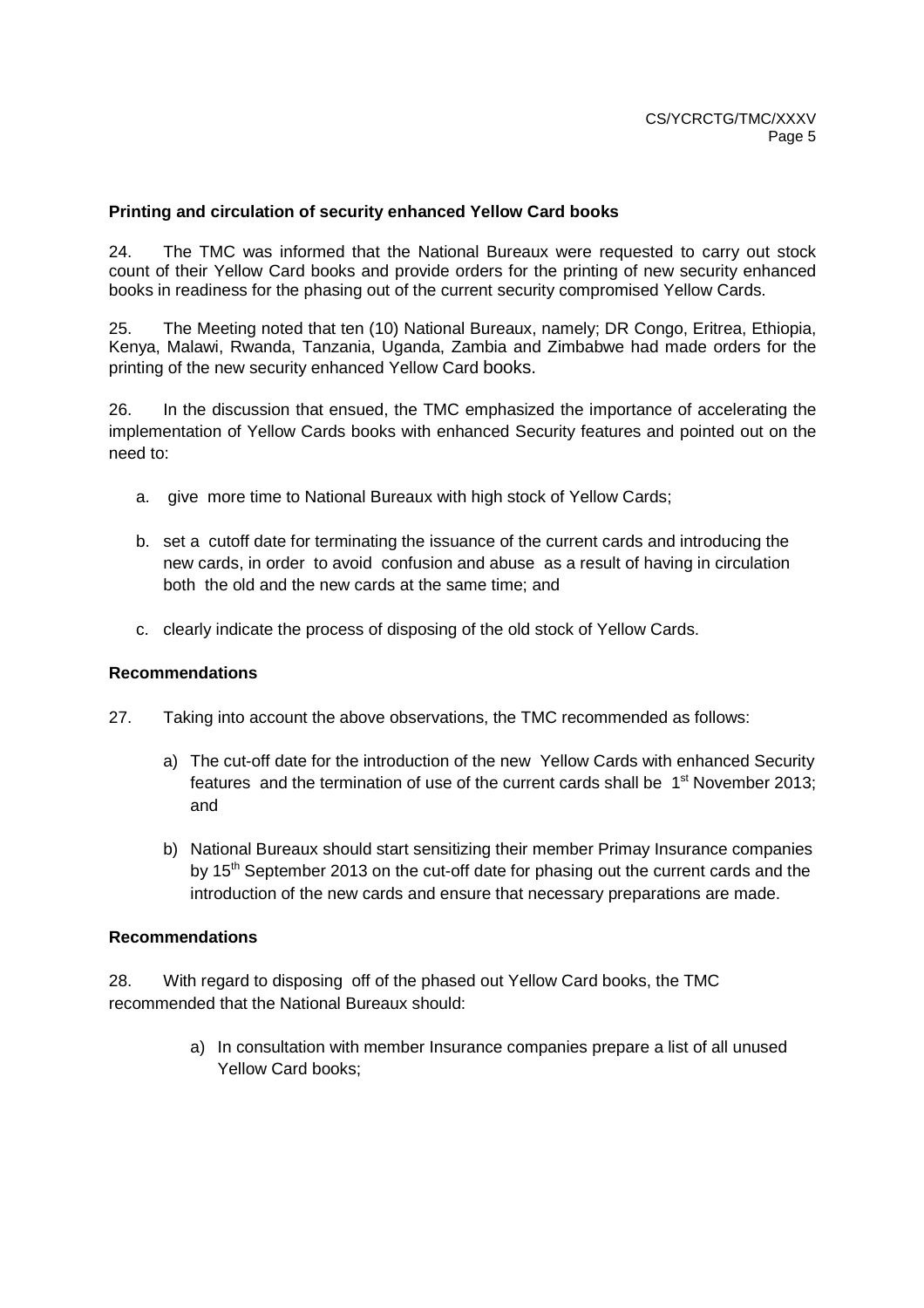**Printing and circulation of security enhanced Yellow Card books**

24. The TMC was informed that the National Bureaux were requested to carry out stock count of their Yellow Card books and provide orders for the printing of new security enhanced books in readiness for the phasing out of the current security compromised Yellow Cards.

25. The Meeting noted that ten (10) National Bureaux, namely; DR Congo, Eritrea, Ethiopia, Kenya, Malawi, Rwanda, Tanzania, Uganda, Zambia and Zimbabwe had made orders for the printing of the new security enhanced Yellow Card books.

26. In the discussion that ensued, the TMC emphasized the importance of accelerating the implementation of Yellow Cards books with enhanced Security features and pointed out on the need to:

a. give more time to National Bureaux with high stock of Yellow Cards;

b. set a cutoff date for terminating the issuance of the current cards and introducing the new cards, in order to avoid confusion and abuse as a result of having in circulation both the old and the new cards at the same time; and

c. clearly indicate the process of disposing of the old stock of Yellow Cards.

**Recommendations**

27. Taking into account the above observations, the TMC recommended as follows:

a) The cut-off date for the introduction of the new Yellow Cards with enhanced Security features and the termination of use of the current cards shall be 1st November 2013; and

b) National Bureaux should start sensitizing their member Primay Insurance companies by 15th September 2013 on the cut-off date for phasing out the current cards and the introduction of the new cards and ensure that necessary preparations are made.

**Recommendations**

28. With regard to disposing off of the phased out Yellow Card books, the TMC recommended that the National Bureaux should:

a) In consultation with member Insurance companies prepare a list of all unused Yellow Card books;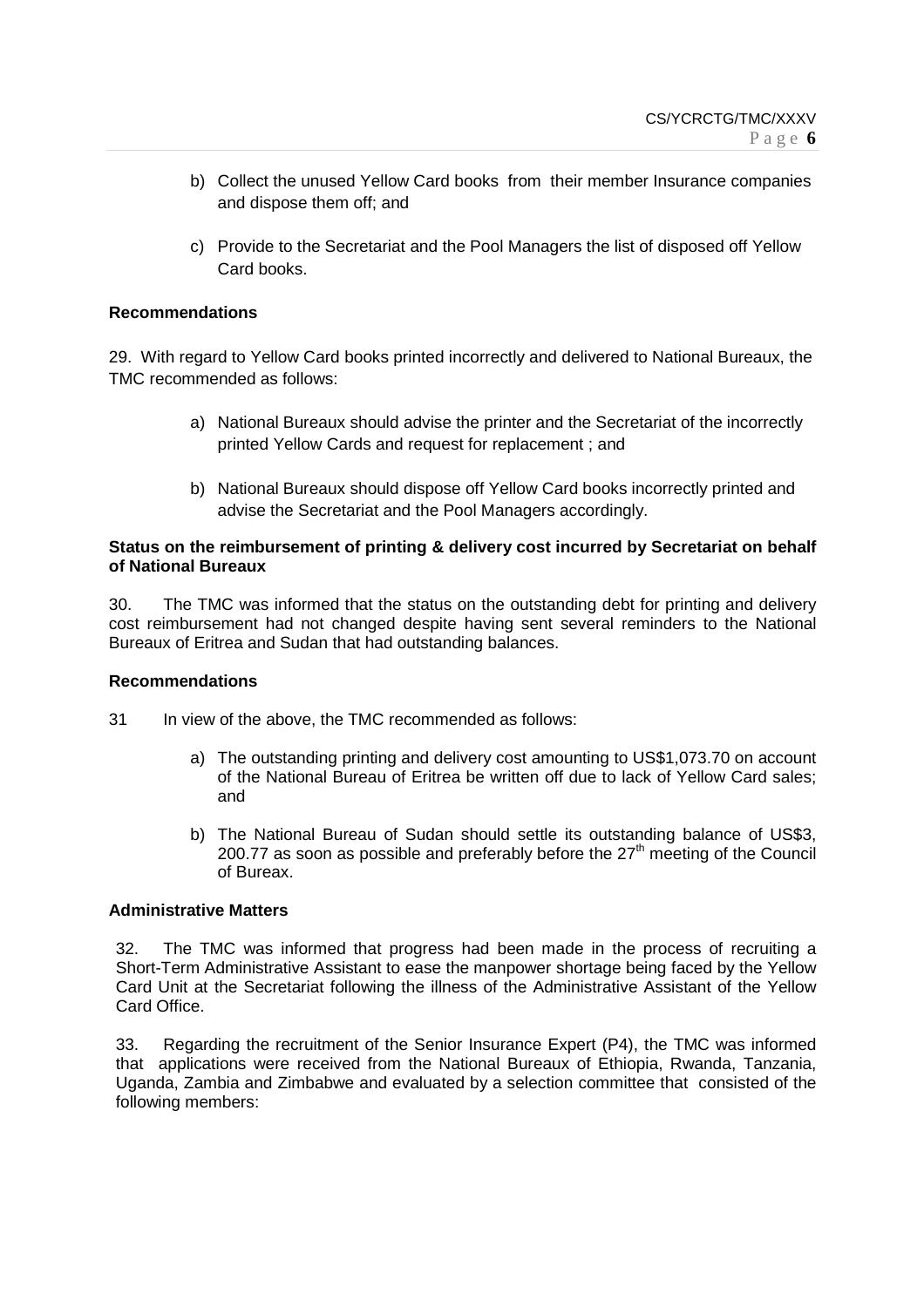b) Collect the unused Yellow Card books from their member Insurance companies and dispose them off; and

c) Provide to the Secretariat and the Pool Managers the list of disposed off Yellow Card books.

**Recommendations**

29. With regard to Yellow Card books printed incorrectly and delivered to National Bureaux, the TMC recommended as follows:

a) National Bureaux should advise the printer and the Secretariat of the incorrectly printed Yellow Cards and request for replacement ; and

b) National Bureaux should dispose off Yellow Card books incorrectly printed and advise the Secretariat and the Pool Managers accordingly.

**Status on the reimbursement of printing & delivery cost incurred by Secretariat on behalf of National Bureaux**

30. The TMC was informed that the status on the outstanding debt for printing and delivery cost reimbursement had not changed despite having sent several reminders to the National Bureaux of Eritrea and Sudan that had outstanding balances.

**Recommendations**

31 In view of the above, the TMC recommended as follows:

a) The outstanding printing and delivery cost amounting to US$1,073.70 on account of the National Bureau of Eritrea be written off due to lack of Yellow Card sales; and

b) The National Bureau of Sudan should settle its outstanding balance of US$3, 200.77 as soon as possible and preferably before the 27th meeting of the Council of Bureax.

**Administrative Matters**

32. The TMC was informed that progress had been made in the process of recruiting a Short-Term Administrative Assistant to ease the manpower shortage being faced by the Yellow Card Unit at the Secretariat following the illness of the Administrative Assistant of the Yellow Card Office.

33. Regarding the recruitment of the Senior Insurance Expert (P4), the TMC was informed that applications were received from the National Bureaux of Ethiopia, Rwanda, Tanzania, Uganda, Zambia and Zimbabwe and evaluated by a selection committee that consisted of the following members: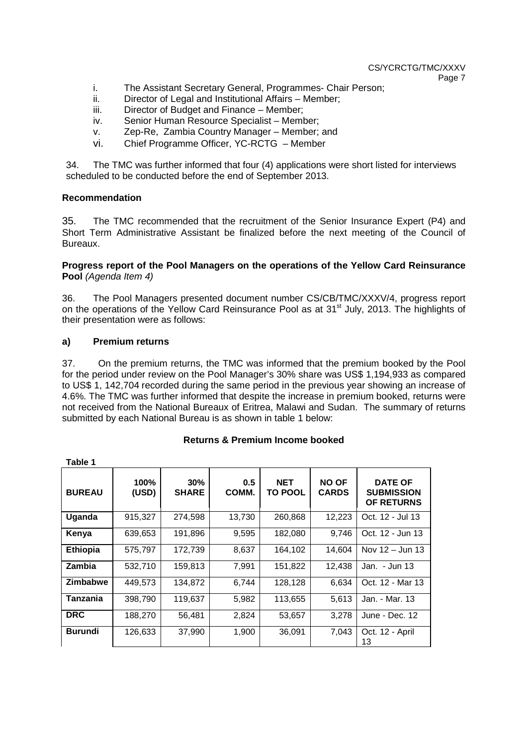i. The Assistant Secretary General, Programmes- Chair Person;
ii. Director of Legal and Institutional Affairs – Member;
iii. Director of Budget and Finance – Member;
iv. Senior Human Resource Specialist – Member;
v. Zep-Re, Zambia Country Manager – Member; and
vi. Chief Programme Officer, YC-RCTG – Member

34. The TMC was further informed that four (4) applications were short listed for interviews scheduled to be conducted before the end of September 2013.

**Recommendation**

35. The TMC recommended that the recruitment of the Senior Insurance Expert (P4) and Short Term Administrative Assistant be finalized before the next meeting of the Council of Bureaux.

**Progress report of the Pool Managers on the operations of the Yellow Card Reinsurance Pool** *(Agenda Item 4)*

36. The Pool Managers presented document number CS/CB/TMC/XXXV/4, progress report on the operations of the Yellow Card Reinsurance Pool as at 31st July, 2013. The highlights of their presentation were as follows:

**a) Premium returns**

37. On the premium returns, the TMC was informed that the premium booked by the Pool for the period under review on the Pool Manager's 30% share was US$ 1,194,933 as compared to US$ 1, 142,704 recorded during the same period in the previous year showing an increase of 4.6%. The TMC was further informed that despite the increase in premium booked, returns were not received from the National Bureaux of Eritrea, Malawi and Sudan. The summary of returns submitted by each National Bureau is as shown in table 1 below:

**Returns & Premium Income booked**

**Table 1**

| BUREAU | 100% (USD) | 30% SHARE | 0.5 COMM. | NET TO POOL | NO OF CARDS | DATE OF SUBMISSION OF RETURNS |
|---|---|---|---|---|---|---|
| **Uganda** | 915,327 | 274,598 | 13,730 | 260,868 | 12,223 | Oct. 12 - Jul 13 |
| **Kenya** | 639,653 | 191,896 | 9,595 | 182,080 | 9,746 | Oct. 12 - Jun 13 |
| **Ethiopia** | 575,797 | 172,739 | 8,637 | 164,102 | 14,604 | Nov 12 – Jun 13 |
| **Zambia** | 532,710 | 159,813 | 7,991 | 151,822 | 12,438 | Jan. - Jun 13 |
| **Zimbabwe** | 449,573 | 134,872 | 6,744 | 128,128 | 6,634 | Oct. 12 - Mar 13 |
| **Tanzania** | 398,790 | 119,637 | 5,982 | 113,655 | 5,613 | Jan. - Mar. 13 |
| **DRC** | 188,270 | 56,481 | 2,824 | 53,657 | 3,278 | June - Dec. 12 |
| **Burundi** | 126,633 | 37,990 | 1,900 | 36,091 | 7,043 | Oct. 12 - April 13 |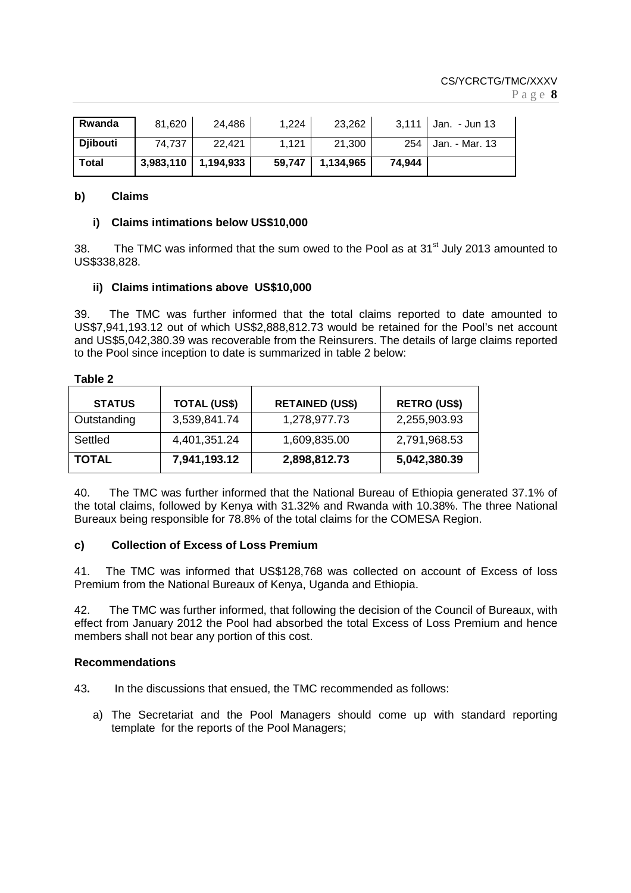| Rwanda | 81,620 | 24,486 | 1,224 | 23,262 | 3,111 | Jan. - Jun 13 |
|---|---|---|---|---|---|---|
| Djibouti | 74,737 | 22,421 | 1,121 | 21,300 | 254 | Jan. - Mar. 13 |
| **Total** | **3,983,110** | **1,194,933** | **59,747** | **1,134,965** | **74,944** | |

### b) Claims

#### i) Claims intimations below US$10,000

38. The TMC was informed that the sum owed to the Pool as at 31st July 2013 amounted to US$338,828.

#### ii) Claims intimations above US$10,000

39. The TMC was further informed that the total claims reported to date amounted to US$7,941,193.12 out of which US$2,888,812.73 would be retained for the Pool's net account and US$5,042,380.39 was recoverable from the Reinsurers. The details of large claims reported to the Pool since inception to date is summarized in table 2 below:

**Table 2**

| STATUS | TOTAL (US$) | RETAINED (US$) | RETRO (US$) |
|---|---|---|---|
| Outstanding | 3,539,841.74 | 1,278,977.73 | 2,255,903.93 |
| Settled | 4,401,351.24 | 1,609,835.00 | 2,791,968.53 |
| **TOTAL** | **7,941,193.12** | **2,898,812.73** | **5,042,380.39** |

40. The TMC was further informed that the National Bureau of Ethiopia generated 37.1% of the total claims, followed by Kenya with 31.32% and Rwanda with 10.38%. The three National Bureaux being responsible for 78.8% of the total claims for the COMESA Region.

### c) Collection of Excess of Loss Premium

41. The TMC was informed that US$128,768 was collected on account of Excess of loss Premium from the National Bureaux of Kenya, Uganda and Ethiopia.

42. The TMC was further informed, that following the decision of the Council of Bureaux, with effect from January 2012 the Pool had absorbed the total Excess of Loss Premium and hence members shall not bear any portion of this cost.

### Recommendations

43. In the discussions that ensued, the TMC recommended as follows:

a) The Secretariat and the Pool Managers should come up with standard reporting template for the reports of the Pool Managers;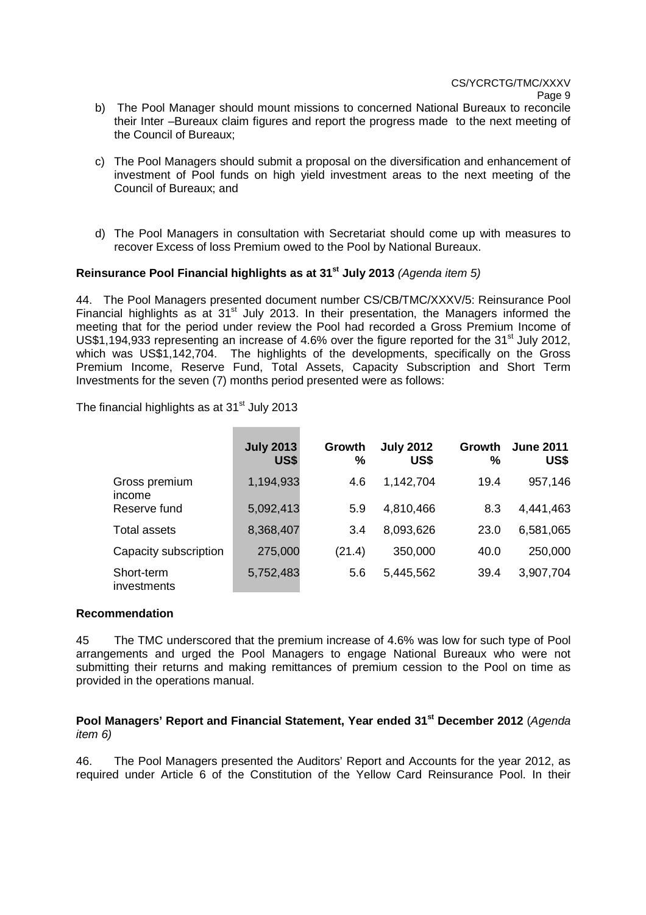b) The Pool Manager should mount missions to concerned National Bureaux to reconcile their Inter –Bureaux claim figures and report the progress made to the next meeting of the Council of Bureaux;

c) The Pool Managers should submit a proposal on the diversification and enhancement of investment of Pool funds on high yield investment areas to the next meeting of the Council of Bureaux; and

d) The Pool Managers in consultation with Secretariat should come up with measures to recover Excess of loss Premium owed to the Pool by National Bureaux.

**Reinsurance Pool Financial highlights as at 31st July 2013** *(Agenda item 5)*

44. The Pool Managers presented document number CS/CB/TMC/XXXV/5: Reinsurance Pool Financial highlights as at 31st July 2013. In their presentation, the Managers informed the meeting that for the period under review the Pool had recorded a Gross Premium Income of US$1,194,933 representing an increase of 4.6% over the figure reported for the 31st July 2012, which was US$1,142,704. The highlights of the developments, specifically on the Gross Premium Income, Reserve Fund, Total Assets, Capacity Subscription and Short Term Investments for the seven (7) months period presented were as follows:

The financial highlights as at 31st July 2013

| | July 2013 US$ | Growth % | July 2012 US$ | Growth % | June 2011 US$ |
|---|---|---|---|---|---|
| Gross premium income | 1,194,933 | 4.6 | 1,142,704 | 19.4 | 957,146 |
| Reserve fund | 5,092,413 | 5.9 | 4,810,466 | 8.3 | 4,441,463 |
| Total assets | 8,368,407 | 3.4 | 8,093,626 | 23.0 | 6,581,065 |
| Capacity subscription | 275,000 | (21.4) | 350,000 | 40.0 | 250,000 |
| Short-term investments | 5,752,483 | 5.6 | 5,445,562 | 39.4 | 3,907,704 |

**Recommendation**

45 The TMC underscored that the premium increase of 4.6% was low for such type of Pool arrangements and urged the Pool Managers to engage National Bureaux who were not submitting their returns and making remittances of premium cession to the Pool on time as provided in the operations manual.

**Pool Managers' Report and Financial Statement, Year ended 31st December 2012** (*Agenda item 6)*

46. The Pool Managers presented the Auditors' Report and Accounts for the year 2012, as required under Article 6 of the Constitution of the Yellow Card Reinsurance Pool. In their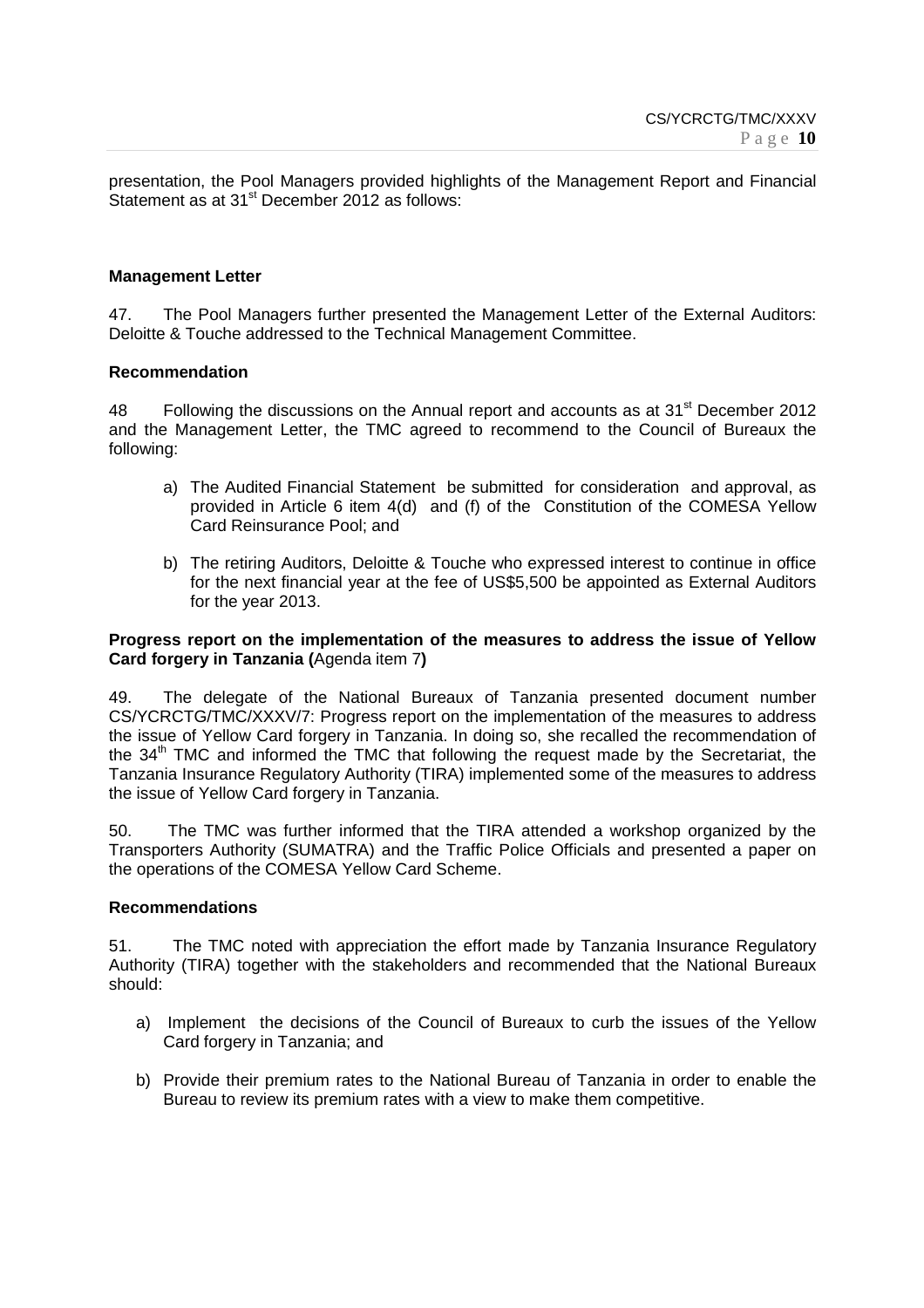presentation, the Pool Managers provided highlights of the Management Report and Financial Statement as at 31st December 2012 as follows:

**Management Letter**

47. The Pool Managers further presented the Management Letter of the External Auditors: Deloitte & Touche addressed to the Technical Management Committee.

**Recommendation**

48 Following the discussions on the Annual report and accounts as at 31st December 2012 and the Management Letter, the TMC agreed to recommend to the Council of Bureaux the following:

a) The Audited Financial Statement be submitted for consideration and approval, as provided in Article 6 item 4(d) and (f) of the Constitution of the COMESA Yellow Card Reinsurance Pool; and

b) The retiring Auditors, Deloitte & Touche who expressed interest to continue in office for the next financial year at the fee of US$5,500 be appointed as External Auditors for the year 2013.

**Progress report on the implementation of the measures to address the issue of Yellow Card forgery in Tanzania (**Agenda item 7**)**

49. The delegate of the National Bureaux of Tanzania presented document number CS/YCRCTG/TMC/XXXV/7: Progress report on the implementation of the measures to address the issue of Yellow Card forgery in Tanzania. In doing so, she recalled the recommendation of the 34th TMC and informed the TMC that following the request made by the Secretariat, the Tanzania Insurance Regulatory Authority (TIRA) implemented some of the measures to address the issue of Yellow Card forgery in Tanzania.

50. The TMC was further informed that the TIRA attended a workshop organized by the Transporters Authority (SUMATRA) and the Traffic Police Officials and presented a paper on the operations of the COMESA Yellow Card Scheme.

**Recommendations**

51. The TMC noted with appreciation the effort made by Tanzania Insurance Regulatory Authority (TIRA) together with the stakeholders and recommended that the National Bureaux should:

a) Implement the decisions of the Council of Bureaux to curb the issues of the Yellow Card forgery in Tanzania; and

b) Provide their premium rates to the National Bureau of Tanzania in order to enable the Bureau to review its premium rates with a view to make them competitive.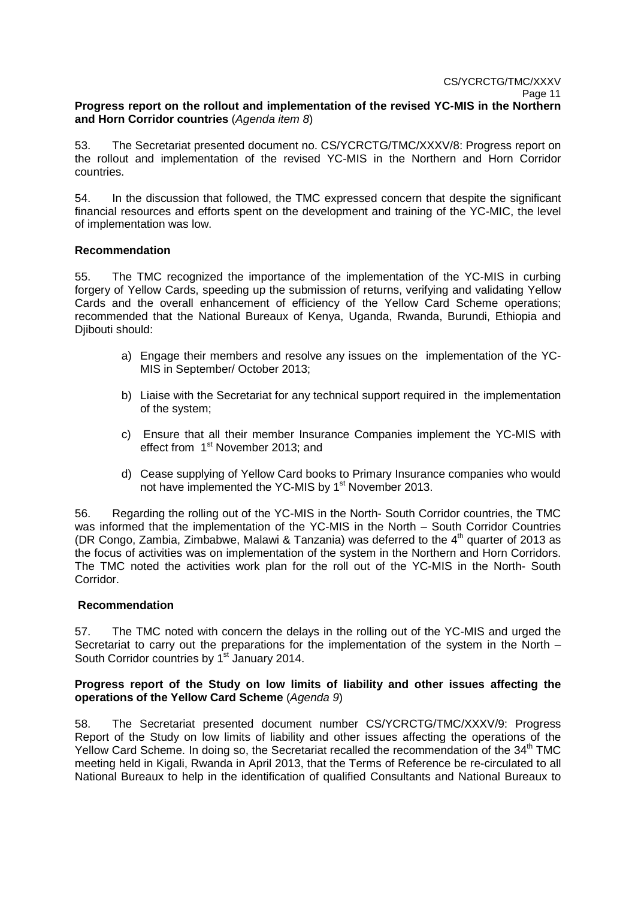**Progress report on the rollout and implementation of the revised YC-MIS in the Northern and Horn Corridor countries** (*Agenda item 8*)

53. The Secretariat presented document no. CS/YCRCTG/TMC/XXXV/8: Progress report on the rollout and implementation of the revised YC-MIS in the Northern and Horn Corridor countries.

54. In the discussion that followed, the TMC expressed concern that despite the significant financial resources and efforts spent on the development and training of the YC-MIC, the level of implementation was low.

**Recommendation**

55. The TMC recognized the importance of the implementation of the YC-MIS in curbing forgery of Yellow Cards, speeding up the submission of returns, verifying and validating Yellow Cards and the overall enhancement of efficiency of the Yellow Card Scheme operations; recommended that the National Bureaux of Kenya, Uganda, Rwanda, Burundi, Ethiopia and Djibouti should:

a) Engage their members and resolve any issues on the implementation of the YC-MIS in September/ October 2013;

b) Liaise with the Secretariat for any technical support required in the implementation of the system;

c) Ensure that all their member Insurance Companies implement the YC-MIS with effect from 1st November 2013; and

d) Cease supplying of Yellow Card books to Primary Insurance companies who would not have implemented the YC-MIS by 1st November 2013.

56. Regarding the rolling out of the YC-MIS in the North- South Corridor countries, the TMC was informed that the implementation of the YC-MIS in the North – South Corridor Countries (DR Congo, Zambia, Zimbabwe, Malawi & Tanzania) was deferred to the 4th quarter of 2013 as the focus of activities was on implementation of the system in the Northern and Horn Corridors. The TMC noted the activities work plan for the roll out of the YC-MIS in the North- South Corridor.

**Recommendation**

57. The TMC noted with concern the delays in the rolling out of the YC-MIS and urged the Secretariat to carry out the preparations for the implementation of the system in the North – South Corridor countries by 1st January 2014.

**Progress report of the Study on low limits of liability and other issues affecting the operations of the Yellow Card Scheme** (*Agenda 9*)

58. The Secretariat presented document number CS/YCRCTG/TMC/XXXV/9: Progress Report of the Study on low limits of liability and other issues affecting the operations of the Yellow Card Scheme. In doing so, the Secretariat recalled the recommendation of the 34th TMC meeting held in Kigali, Rwanda in April 2013, that the Terms of Reference be re-circulated to all National Bureaux to help in the identification of qualified Consultants and National Bureaux to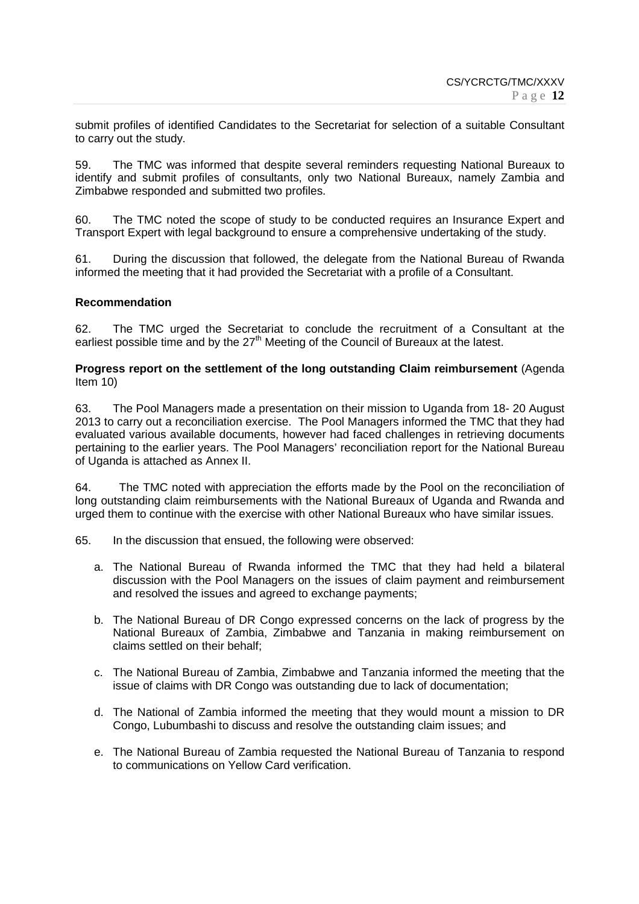submit profiles of identified Candidates to the Secretariat for selection of a suitable Consultant to carry out the study.

59. The TMC was informed that despite several reminders requesting National Bureaux to identify and submit profiles of consultants, only two National Bureaux, namely Zambia and Zimbabwe responded and submitted two profiles.

60. The TMC noted the scope of study to be conducted requires an Insurance Expert and Transport Expert with legal background to ensure a comprehensive undertaking of the study.

61. During the discussion that followed, the delegate from the National Bureau of Rwanda informed the meeting that it had provided the Secretariat with a profile of a Consultant.

**Recommendation**

62. The TMC urged the Secretariat to conclude the recruitment of a Consultant at the earliest possible time and by the 27th Meeting of the Council of Bureaux at the latest.

**Progress report on the settlement of the long outstanding Claim reimbursement** (Agenda Item 10)

63. The Pool Managers made a presentation on their mission to Uganda from 18- 20 August 2013 to carry out a reconciliation exercise. The Pool Managers informed the TMC that they had evaluated various available documents, however had faced challenges in retrieving documents pertaining to the earlier years. The Pool Managers' reconciliation report for the National Bureau of Uganda is attached as Annex II.

64. The TMC noted with appreciation the efforts made by the Pool on the reconciliation of long outstanding claim reimbursements with the National Bureaux of Uganda and Rwanda and urged them to continue with the exercise with other National Bureaux who have similar issues.

65. In the discussion that ensued, the following were observed:

a. The National Bureau of Rwanda informed the TMC that they had held a bilateral discussion with the Pool Managers on the issues of claim payment and reimbursement and resolved the issues and agreed to exchange payments;

b. The National Bureau of DR Congo expressed concerns on the lack of progress by the National Bureaux of Zambia, Zimbabwe and Tanzania in making reimbursement on claims settled on their behalf;

c. The National Bureau of Zambia, Zimbabwe and Tanzania informed the meeting that the issue of claims with DR Congo was outstanding due to lack of documentation;

d. The National of Zambia informed the meeting that they would mount a mission to DR Congo, Lubumbashi to discuss and resolve the outstanding claim issues; and

e. The National Bureau of Zambia requested the National Bureau of Tanzania to respond to communications on Yellow Card verification.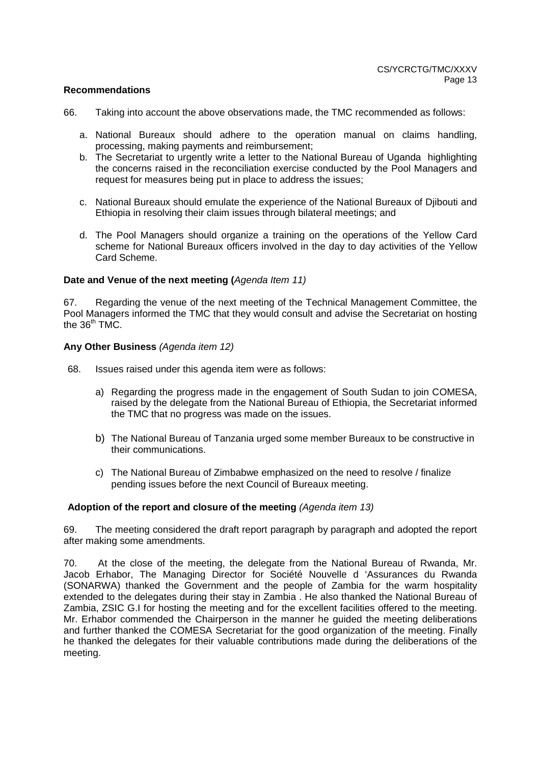**Recommendations**

66. Taking into account the above observations made, the TMC recommended as follows:

a. National Bureaux should adhere to the operation manual on claims handling, processing, making payments and reimbursement;
b. The Secretariat to urgently write a letter to the National Bureau of Uganda highlighting the concerns raised in the reconciliation exercise conducted by the Pool Managers and request for measures being put in place to address the issues;
c. National Bureaux should emulate the experience of the National Bureaux of Djibouti and Ethiopia in resolving their claim issues through bilateral meetings; and
d. The Pool Managers should organize a training on the operations of the Yellow Card scheme for National Bureaux officers involved in the day to day activities of the Yellow Card Scheme.

**Date and Venue of the next meeting (***Agenda Item 11)*

67. Regarding the venue of the next meeting of the Technical Management Committee, the Pool Managers informed the TMC that they would consult and advise the Secretariat on hosting the 36th TMC.

**Any Other Business** *(Agenda item 12)*

68. Issues raised under this agenda item were as follows:

a) Regarding the progress made in the engagement of South Sudan to join COMESA, raised by the delegate from the National Bureau of Ethiopia, the Secretariat informed the TMC that no progress was made on the issues.

b) The National Bureau of Tanzania urged some member Bureaux to be constructive in their communications.

c) The National Bureau of Zimbabwe emphasized on the need to resolve / finalize pending issues before the next Council of Bureaux meeting.

**Adoption of the report and closure of the meeting** *(Agenda item 13)*

69. The meeting considered the draft report paragraph by paragraph and adopted the report after making some amendments.

70. At the close of the meeting, the delegate from the National Bureau of Rwanda, Mr. Jacob Erhabor, The Managing Director for Société Nouvelle d 'Assurances du Rwanda (SONARWA) thanked the Government and the people of Zambia for the warm hospitality extended to the delegates during their stay in Zambia . He also thanked the National Bureau of Zambia, ZSIC G.I for hosting the meeting and for the excellent facilities offered to the meeting. Mr. Erhabor commended the Chairperson in the manner he guided the meeting deliberations and further thanked the COMESA Secretariat for the good organization of the meeting. Finally he thanked the delegates for their valuable contributions made during the deliberations of the meeting.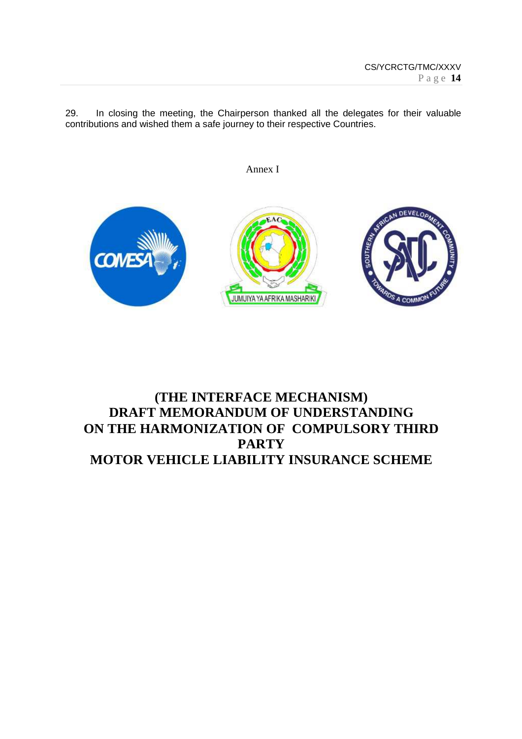29. In closing the meeting, the Chairperson thanked all the delegates for their valuable contributions and wished them a safe journey to their respective Countries.

Annex I

# (THE INTERFACE MECHANISM) DRAFT MEMORANDUM OF UNDERSTANDING ON THE HARMONIZATION OF COMPULSORY THIRD PARTY MOTOR VEHICLE LIABILITY INSURANCE SCHEME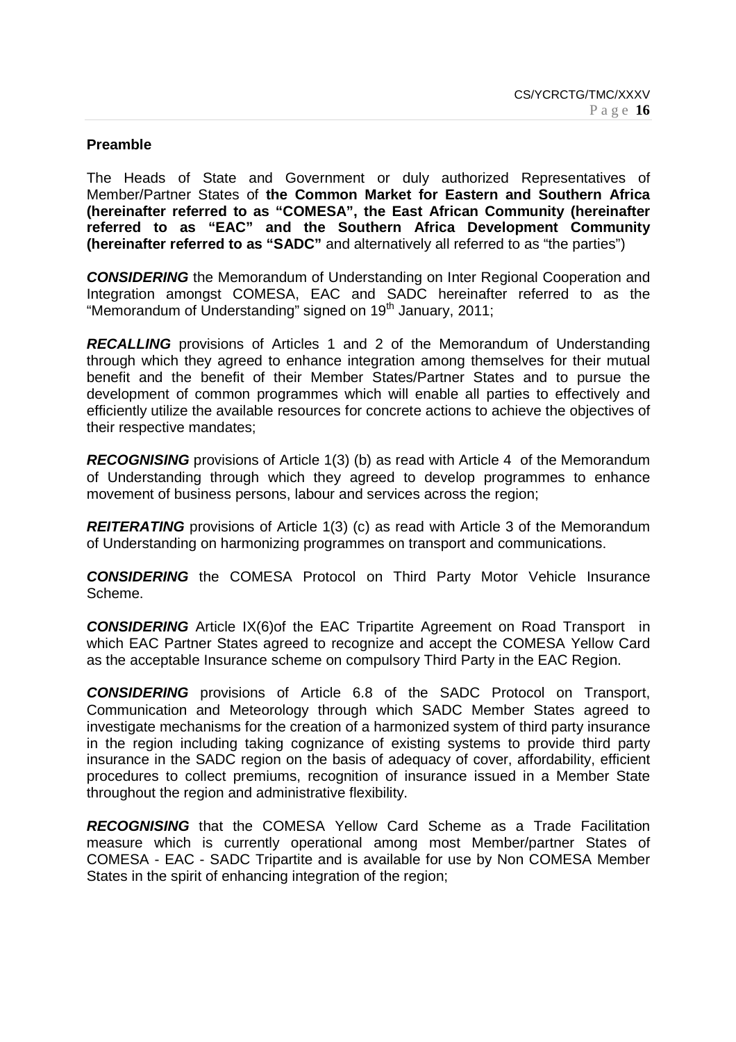**Preamble**

The Heads of State and Government or duly authorized Representatives of Member/Partner States of **the Common Market for Eastern and Southern Africa (hereinafter referred to as "COMESA", the East African Community (hereinafter referred to as "EAC" and the Southern Africa Development Community (hereinafter referred to as "SADC"** and alternatively all referred to as "the parties")

***CONSIDERING*** the Memorandum of Understanding on Inter Regional Cooperation and Integration amongst COMESA, EAC and SADC hereinafter referred to as the "Memorandum of Understanding" signed on 19th January, 2011;

***RECALLING*** provisions of Articles 1 and 2 of the Memorandum of Understanding through which they agreed to enhance integration among themselves for their mutual benefit and the benefit of their Member States/Partner States and to pursue the development of common programmes which will enable all parties to effectively and efficiently utilize the available resources for concrete actions to achieve the objectives of their respective mandates;

***RECOGNISING*** provisions of Article 1(3) (b) as read with Article 4 of the Memorandum of Understanding through which they agreed to develop programmes to enhance movement of business persons, labour and services across the region;

***REITERATING*** provisions of Article 1(3) (c) as read with Article 3 of the Memorandum of Understanding on harmonizing programmes on transport and communications.

***CONSIDERING*** the COMESA Protocol on Third Party Motor Vehicle Insurance Scheme.

***CONSIDERING*** Article IX(6)of the EAC Tripartite Agreement on Road Transport in which EAC Partner States agreed to recognize and accept the COMESA Yellow Card as the acceptable Insurance scheme on compulsory Third Party in the EAC Region.

***CONSIDERING*** provisions of Article 6.8 of the SADC Protocol on Transport, Communication and Meteorology through which SADC Member States agreed to investigate mechanisms for the creation of a harmonized system of third party insurance in the region including taking cognizance of existing systems to provide third party insurance in the SADC region on the basis of adequacy of cover, affordability, efficient procedures to collect premiums, recognition of insurance issued in a Member State throughout the region and administrative flexibility.

***RECOGNISING*** that the COMESA Yellow Card Scheme as a Trade Facilitation measure which is currently operational among most Member/partner States of COMESA - EAC - SADC Tripartite and is available for use by Non COMESA Member States in the spirit of enhancing integration of the region;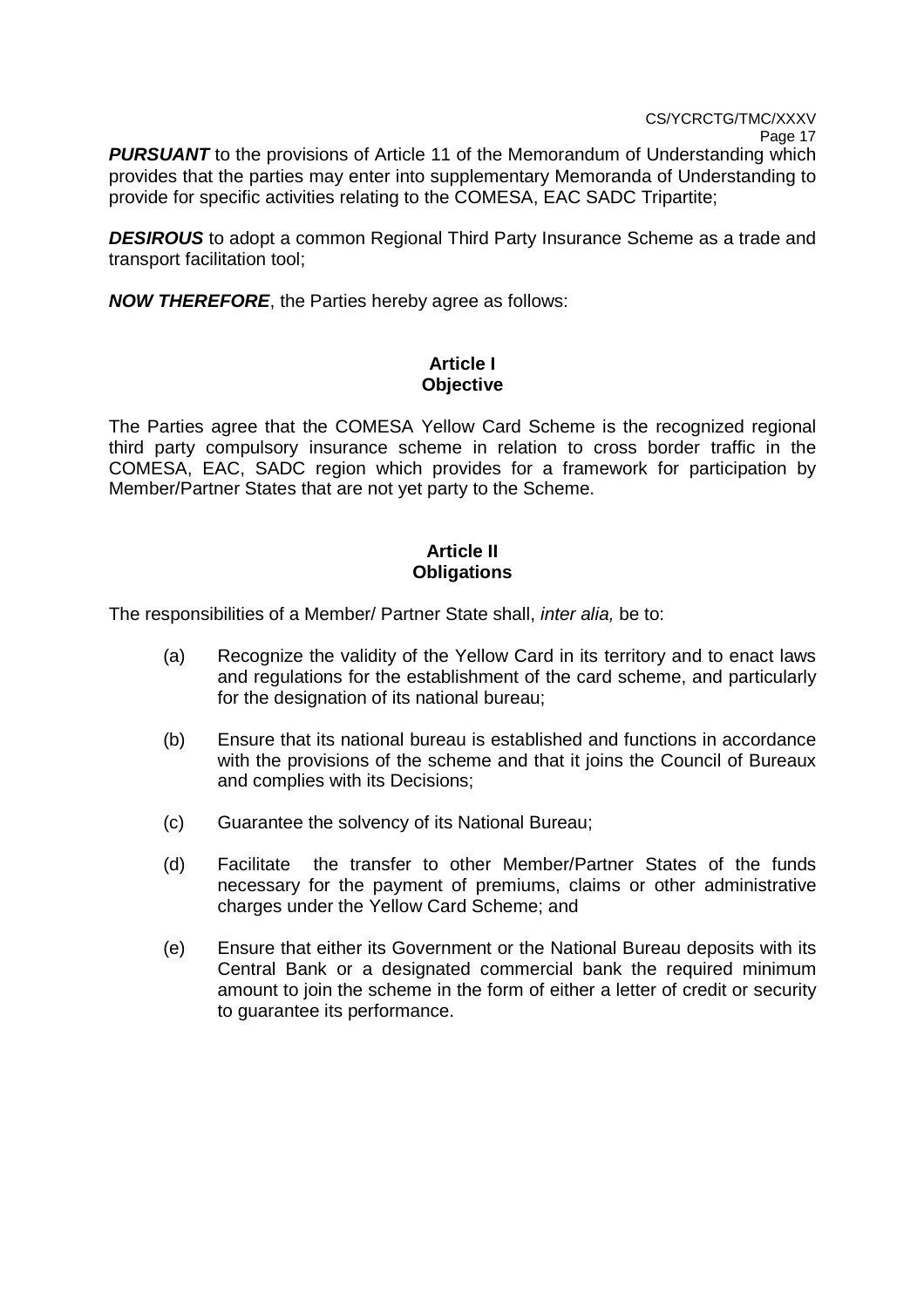**PURSUANT** to the provisions of Article 11 of the Memorandum of Understanding which provides that the parties may enter into supplementary Memoranda of Understanding to provide for specific activities relating to the COMESA, EAC SADC Tripartite;

**DESIROUS** to adopt a common Regional Third Party Insurance Scheme as a trade and transport facilitation tool;

***NOW THEREFORE***, the Parties hereby agree as follows:

**Article I**
**Objective**

The Parties agree that the COMESA Yellow Card Scheme is the recognized regional third party compulsory insurance scheme in relation to cross border traffic in the COMESA, EAC, SADC region which provides for a framework for participation by Member/Partner States that are not yet party to the Scheme.

**Article II**
**Obligations**

The responsibilities of a Member/ Partner State shall, *inter alia,* be to:

(a) Recognize the validity of the Yellow Card in its territory and to enact laws and regulations for the establishment of the card scheme, and particularly for the designation of its national bureau;

(b) Ensure that its national bureau is established and functions in accordance with the provisions of the scheme and that it joins the Council of Bureaux and complies with its Decisions;

(c) Guarantee the solvency of its National Bureau;

(d) Facilitate the transfer to other Member/Partner States of the funds necessary for the payment of premiums, claims or other administrative charges under the Yellow Card Scheme; and

(e) Ensure that either its Government or the National Bureau deposits with its Central Bank or a designated commercial bank the required minimum amount to join the scheme in the form of either a letter of credit or security to guarantee its performance.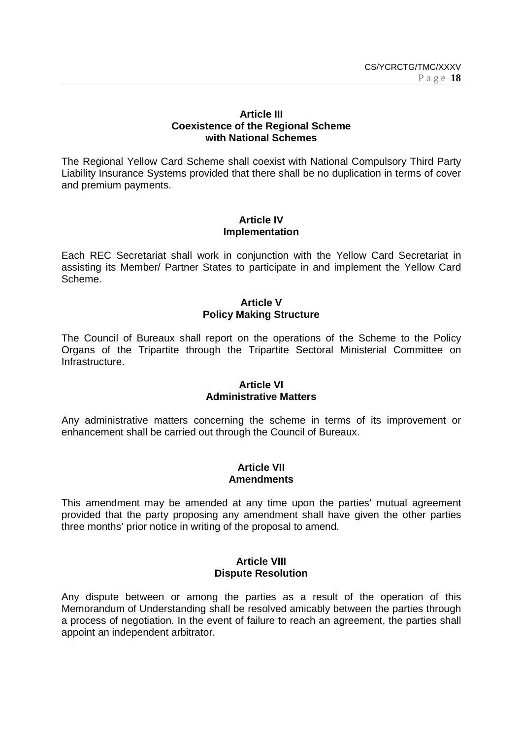**Article III**
**Coexistence of the Regional Scheme with National Schemes**

The Regional Yellow Card Scheme shall coexist with National Compulsory Third Party Liability Insurance Systems provided that there shall be no duplication in terms of cover and premium payments.

**Article IV**
**Implementation**

Each REC Secretariat shall work in conjunction with the Yellow Card Secretariat in assisting its Member/ Partner States to participate in and implement the Yellow Card Scheme.

**Article V**
**Policy Making Structure**

The Council of Bureaux shall report on the operations of the Scheme to the Policy Organs of the Tripartite through the Tripartite Sectoral Ministerial Committee on Infrastructure.

**Article VI**
**Administrative Matters**

Any administrative matters concerning the scheme in terms of its improvement or enhancement shall be carried out through the Council of Bureaux.

**Article VII**
**Amendments**

This amendment may be amended at any time upon the parties' mutual agreement provided that the party proposing any amendment shall have given the other parties three months' prior notice in writing of the proposal to amend.

**Article VIII**
**Dispute Resolution**

Any dispute between or among the parties as a result of the operation of this Memorandum of Understanding shall be resolved amicably between the parties through a process of negotiation. In the event of failure to reach an agreement, the parties shall appoint an independent arbitrator.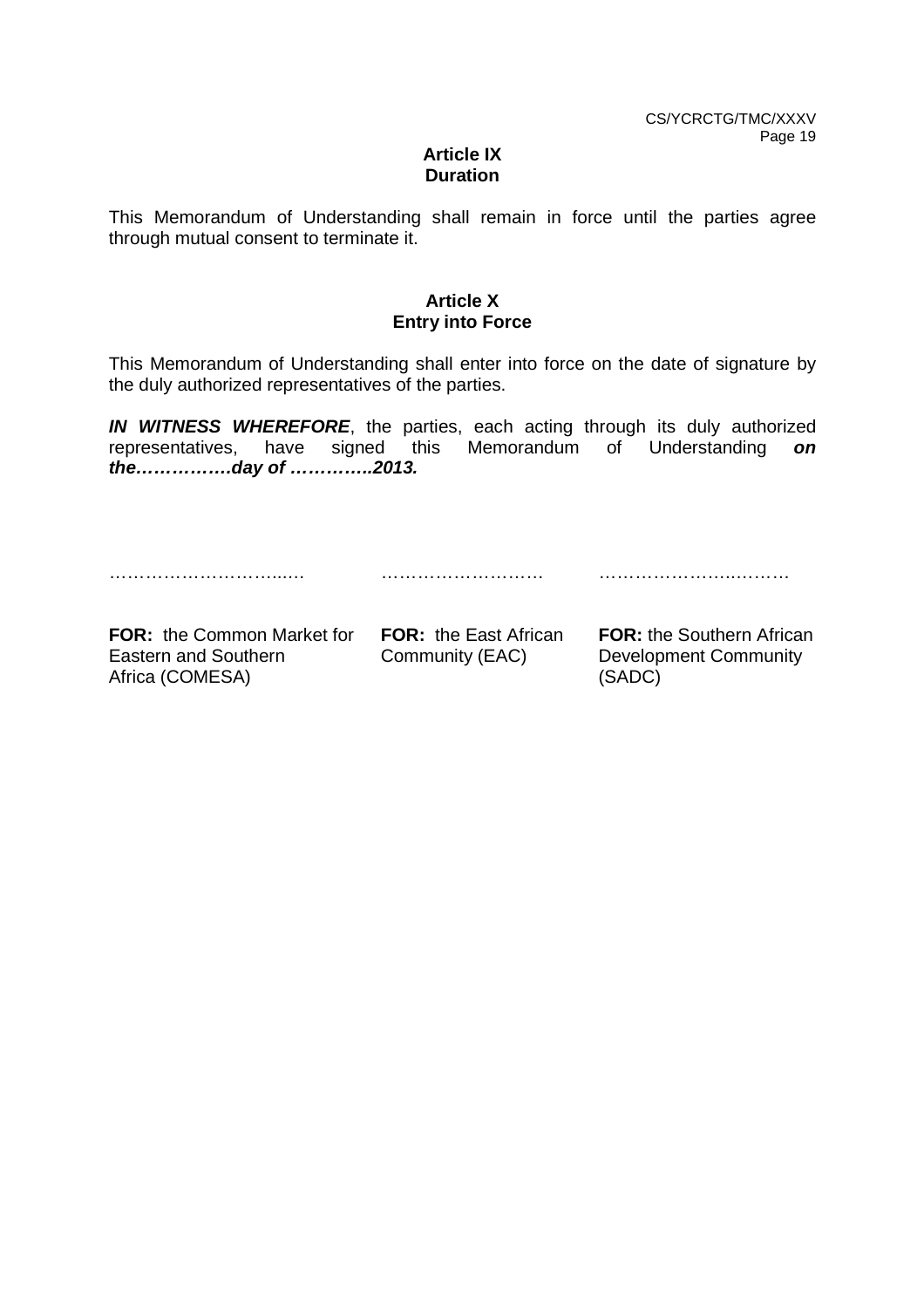**Article IX**
**Duration**

This Memorandum of Understanding shall remain in force until the parties agree through mutual consent to terminate it.

**Article X**
**Entry into Force**

This Memorandum of Understanding shall enter into force on the date of signature by the duly authorized representatives of the parties.

***IN WITNESS WHEREFORE***, the parties, each acting through its duly authorized representatives, have signed this Memorandum of Understanding ***on the…………….day of …………..2013.***

| ………………………..… | ……………………… | ……………………..……… |
|---|---|---|
| **FOR:** the Common Market for Eastern and Southern Africa (COMESA) | **FOR:** the East African Community (EAC) | **FOR:** the Southern African Development Community (SADC) |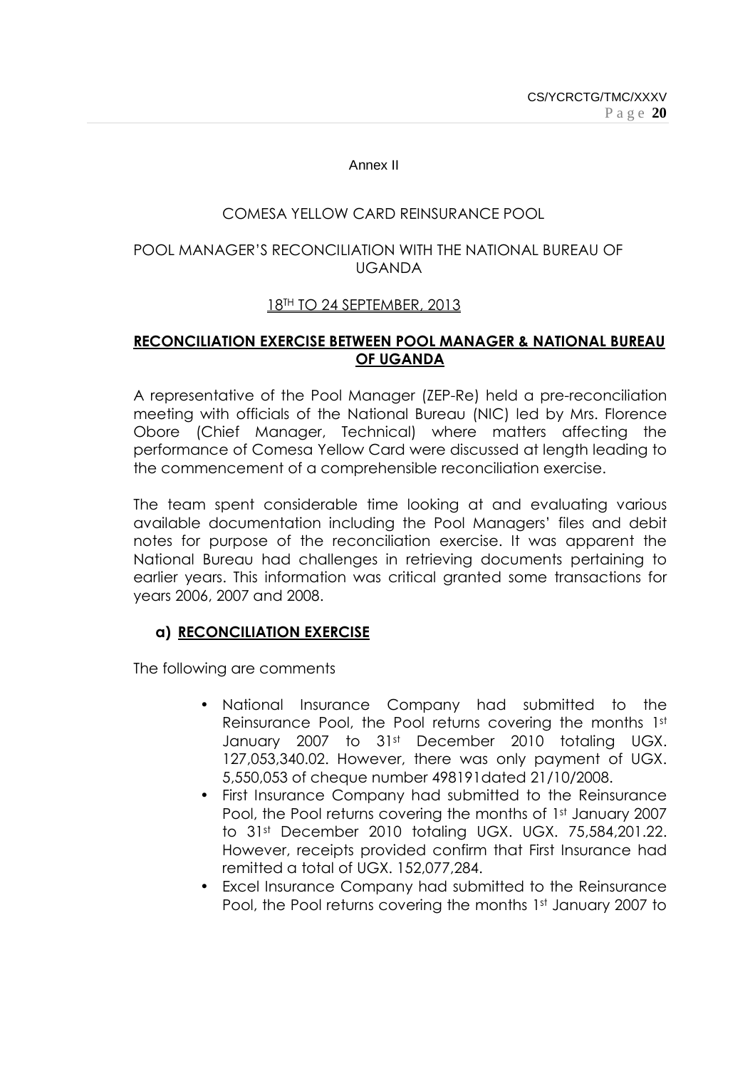Annex II

COMESA YELLOW CARD REINSURANCE POOL

POOL MANAGER'S RECONCILIATION WITH THE NATIONAL BUREAU OF UGANDA

18TH TO 24 SEPTEMBER, 2013

**RECONCILIATION EXERCISE BETWEEN POOL MANAGER & NATIONAL BUREAU OF UGANDA**

A representative of the Pool Manager (ZEP-Re) held a pre-reconciliation meeting with officials of the National Bureau (NIC) led by Mrs. Florence Obore (Chief Manager, Technical) where matters affecting the performance of Comesa Yellow Card were discussed at length leading to the commencement of a comprehensible reconciliation exercise.

The team spent considerable time looking at and evaluating various available documentation including the Pool Managers' files and debit notes for purpose of the reconciliation exercise. It was apparent the National Bureau had challenges in retrieving documents pertaining to earlier years. This information was critical granted some transactions for years 2006, 2007 and 2008.

### a) RECONCILIATION EXERCISE

The following are comments

- National Insurance Company had submitted to the Reinsurance Pool, the Pool returns covering the months 1st January 2007 to 31st December 2010 totaling UGX. 127,053,340.02. However, there was only payment of UGX. 5,550,053 of cheque number 498191dated 21/10/2008.
- First Insurance Company had submitted to the Reinsurance Pool, the Pool returns covering the months of 1st January 2007 to 31st December 2010 totaling UGX. UGX. 75,584,201.22. However, receipts provided confirm that First Insurance had remitted a total of UGX. 152,077,284.
- Excel Insurance Company had submitted to the Reinsurance Pool, the Pool returns covering the months 1st January 2007 to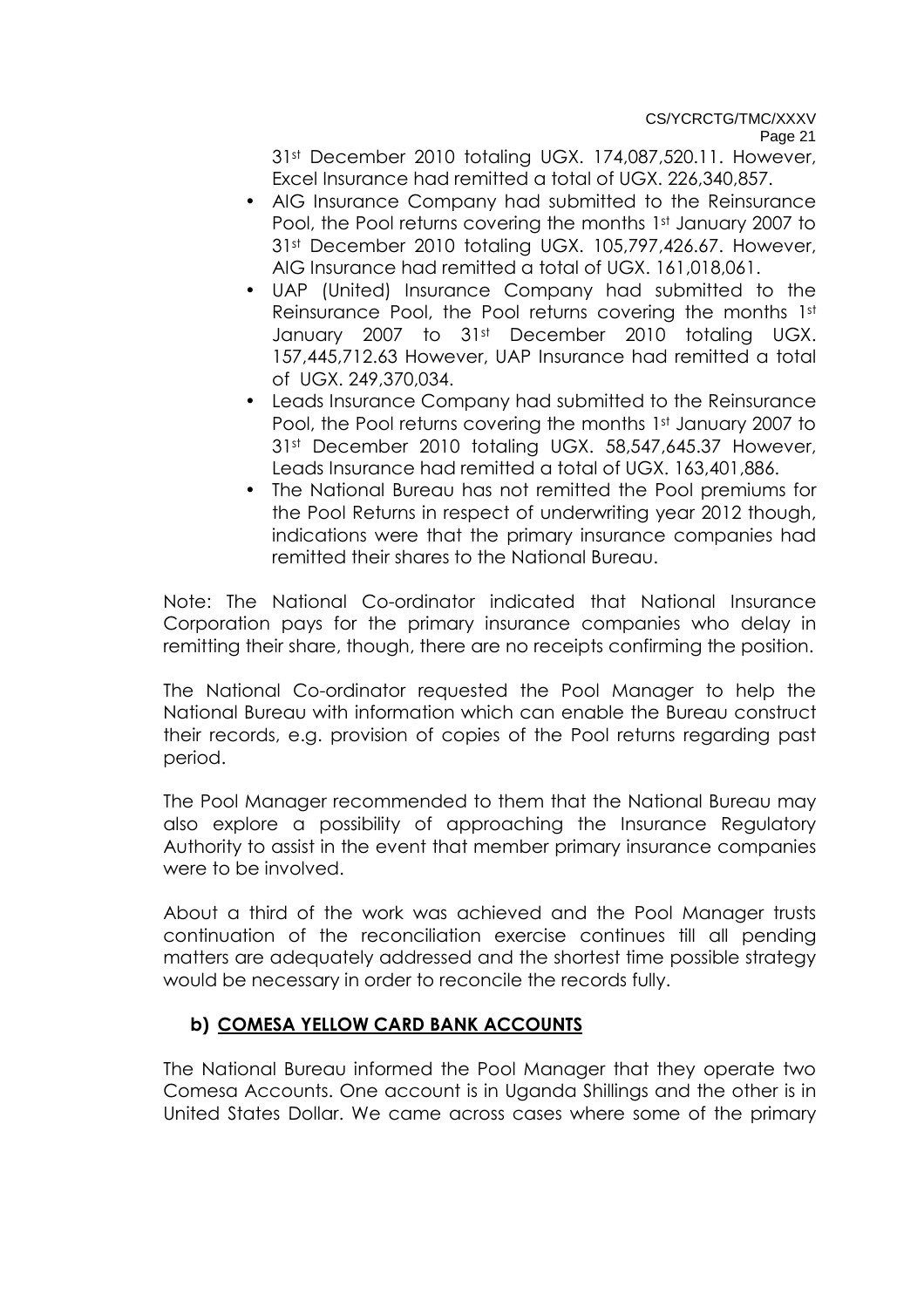31st December 2010 totaling UGX. 174,087,520.11. However, Excel Insurance had remitted a total of UGX. 226,340,857.

- AIG Insurance Company had submitted to the Reinsurance Pool, the Pool returns covering the months 1st January 2007 to 31st December 2010 totaling UGX. 105,797,426.67. However, AIG Insurance had remitted a total of UGX. 161,018,061.
- UAP (United) Insurance Company had submitted to the Reinsurance Pool, the Pool returns covering the months 1st January 2007 to 31st December 2010 totaling UGX. 157,445,712.63 However, UAP Insurance had remitted a total of UGX. 249,370,034.
- Leads Insurance Company had submitted to the Reinsurance Pool, the Pool returns covering the months 1st January 2007 to 31st December 2010 totaling UGX. 58,547,645.37 However, Leads Insurance had remitted a total of UGX. 163,401,886.
- The National Bureau has not remitted the Pool premiums for the Pool Returns in respect of underwriting year 2012 though, indications were that the primary insurance companies had remitted their shares to the National Bureau.

Note: The National Co-ordinator indicated that National Insurance Corporation pays for the primary insurance companies who delay in remitting their share, though, there are no receipts confirming the position.

The National Co-ordinator requested the Pool Manager to help the National Bureau with information which can enable the Bureau construct their records, e.g. provision of copies of the Pool returns regarding past period.

The Pool Manager recommended to them that the National Bureau may also explore a possibility of approaching the Insurance Regulatory Authority to assist in the event that member primary insurance companies were to be involved.

About a third of the work was achieved and the Pool Manager trusts continuation of the reconciliation exercise continues till all pending matters are adequately addressed and the shortest time possible strategy would be necessary in order to reconcile the records fully.

**b) COMESA YELLOW CARD BANK ACCOUNTS**

The National Bureau informed the Pool Manager that they operate two Comesa Accounts. One account is in Uganda Shillings and the other is in United States Dollar. We came across cases where some of the primary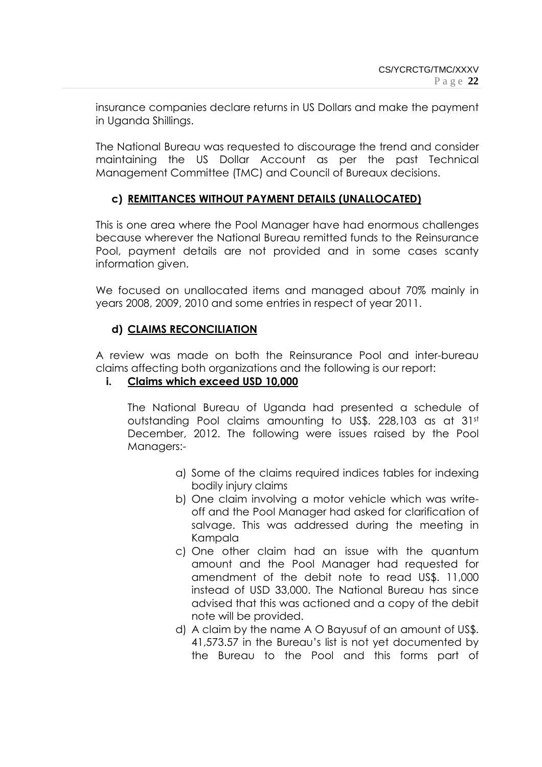insurance companies declare returns in US Dollars and make the payment in Uganda Shillings.

The National Bureau was requested to discourage the trend and consider maintaining the US Dollar Account as per the past Technical Management Committee (TMC) and Council of Bureaux decisions.

### c) REMITTANCES WITHOUT PAYMENT DETAILS (UNALLOCATED)

This is one area where the Pool Manager have had enormous challenges because wherever the National Bureau remitted funds to the Reinsurance Pool, payment details are not provided and in some cases scanty information given.

We focused on unallocated items and managed about 70% mainly in years 2008, 2009, 2010 and some entries in respect of year 2011.

### d) CLAIMS RECONCILIATION

A review was made on both the Reinsurance Pool and inter-bureau claims affecting both organizations and the following is our report:

#### i. Claims which exceed USD 10,000

The National Bureau of Uganda had presented a schedule of outstanding Pool claims amounting to US$. 228,103 as at 31st December, 2012. The following were issues raised by the Pool Managers:-

a) Some of the claims required indices tables for indexing bodily injury claims
b) One claim involving a motor vehicle which was write-off and the Pool Manager had asked for clarification of salvage. This was addressed during the meeting in Kampala
c) One other claim had an issue with the quantum amount and the Pool Manager had requested for amendment of the debit note to read US$. 11,000 instead of USD 33,000. The National Bureau has since advised that this was actioned and a copy of the debit note will be provided.
d) A claim by the name A O Bayusuf of an amount of US$. 41,573.57 in the Bureau's list is not yet documented by the Bureau to the Pool and this forms part of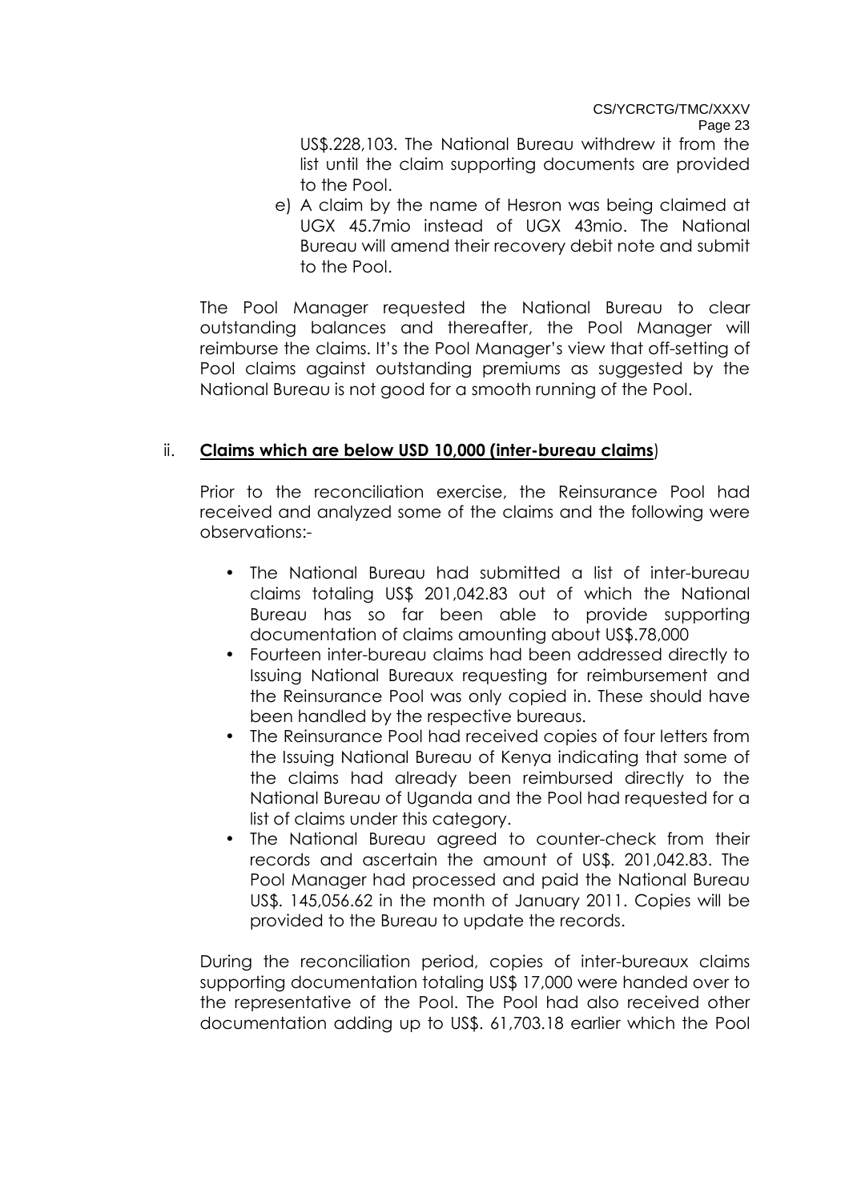US$.228,103. The National Bureau withdrew it from the list until the claim supporting documents are provided to the Pool.

e) A claim by the name of Hesron was being claimed at UGX 45.7mio instead of UGX 43mio. The National Bureau will amend their recovery debit note and submit to the Pool.

The Pool Manager requested the National Bureau to clear outstanding balances and thereafter, the Pool Manager will reimburse the claims. It's the Pool Manager's view that off-setting of Pool claims against outstanding premiums as suggested by the National Bureau is not good for a smooth running of the Pool.

ii. **Claims which are below USD 10,000 (inter-bureau claims**)

Prior to the reconciliation exercise, the Reinsurance Pool had received and analyzed some of the claims and the following were observations:-

- The National Bureau had submitted a list of inter-bureau claims totaling US$ 201,042.83 out of which the National Bureau has so far been able to provide supporting documentation of claims amounting about US$.78,000
- Fourteen inter-bureau claims had been addressed directly to Issuing National Bureaux requesting for reimbursement and the Reinsurance Pool was only copied in. These should have been handled by the respective bureaus.
- The Reinsurance Pool had received copies of four letters from the Issuing National Bureau of Kenya indicating that some of the claims had already been reimbursed directly to the National Bureau of Uganda and the Pool had requested for a list of claims under this category.
- The National Bureau agreed to counter-check from their records and ascertain the amount of US$. 201,042.83. The Pool Manager had processed and paid the National Bureau US$. 145,056.62 in the month of January 2011. Copies will be provided to the Bureau to update the records.

During the reconciliation period, copies of inter-bureaux claims supporting documentation totaling US$ 17,000 were handed over to the representative of the Pool. The Pool had also received other documentation adding up to US$. 61,703.18 earlier which the Pool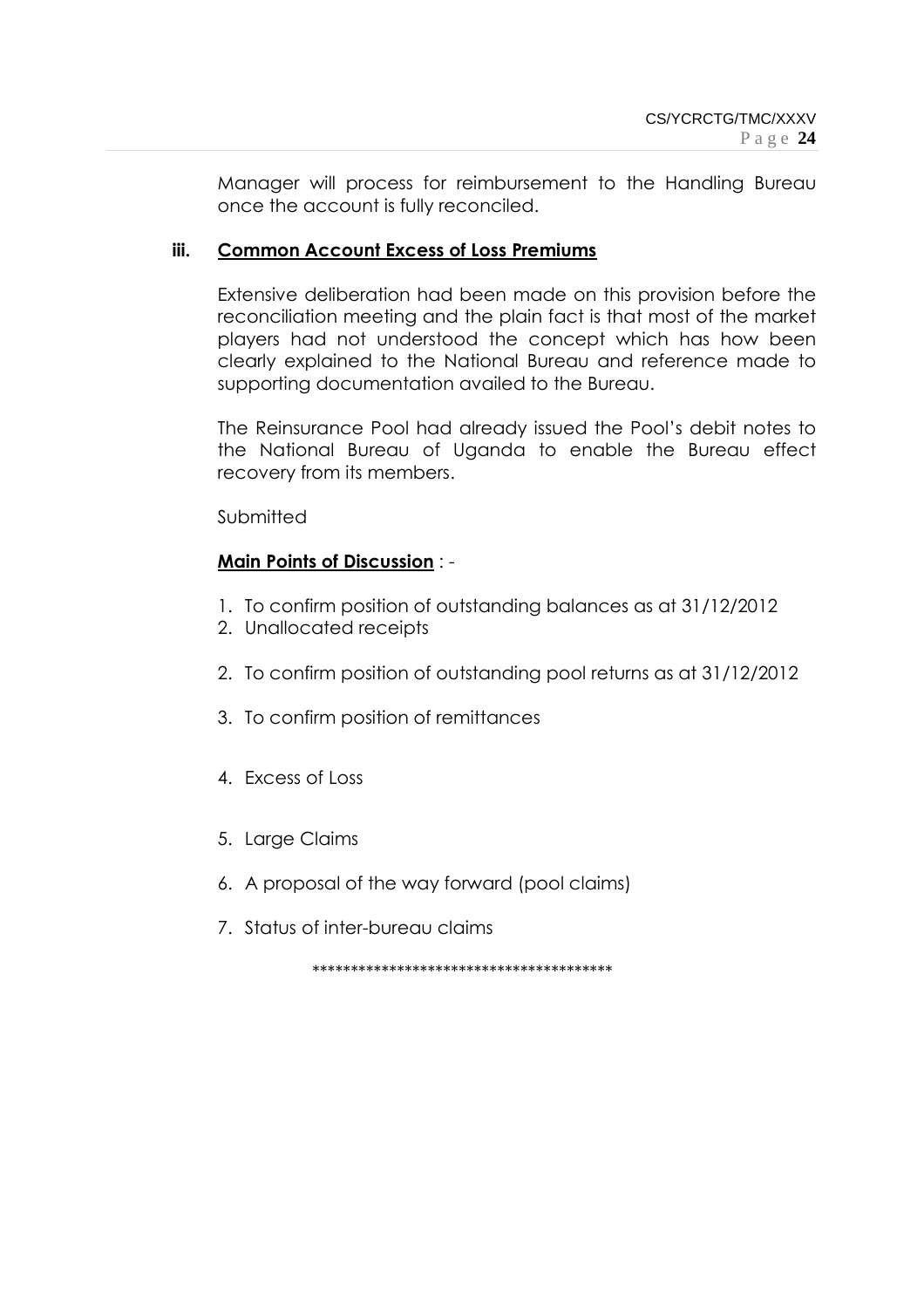Manager will process for reimbursement to the Handling Bureau once the account is fully reconciled.

**iii. Common Account Excess of Loss Premiums**

Extensive deliberation had been made on this provision before the reconciliation meeting and the plain fact is that most of the market players had not understood the concept which has how been clearly explained to the National Bureau and reference made to supporting documentation availed to the Bureau.

The Reinsurance Pool had already issued the Pool's debit notes to the National Bureau of Uganda to enable the Bureau effect recovery from its members.

Submitted

**Main Points of Discussion** : -

1. To confirm position of outstanding balances as at 31/12/2012
2. Unallocated receipts

2. To confirm position of outstanding pool returns as at 31/12/2012

3. To confirm position of remittances

4. Excess of Loss

5. Large Claims

6. A proposal of the way forward (pool claims)

7. Status of inter-bureau claims

****************************************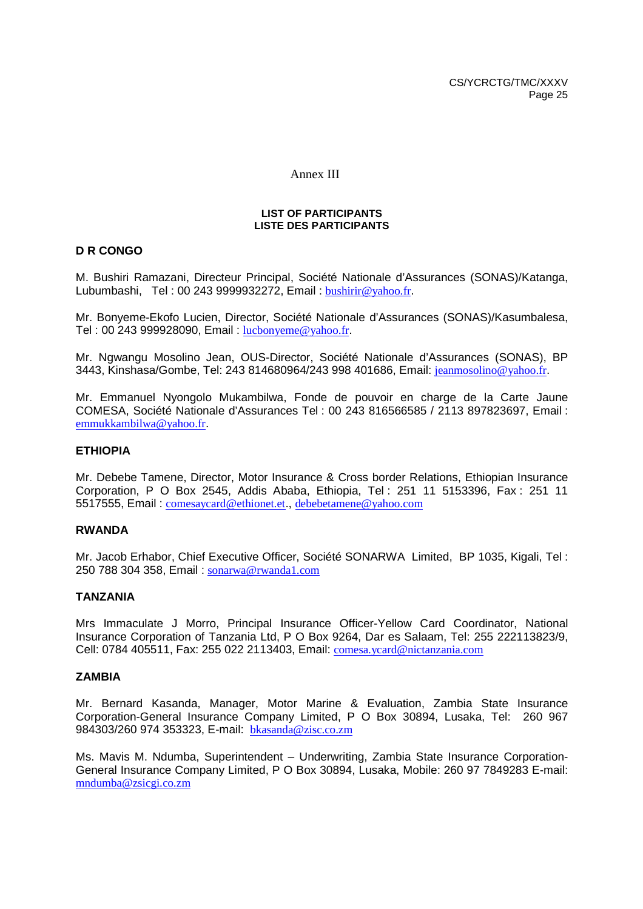Annex III

**LIST OF PARTICIPANTS**
**LISTE DES PARTICIPANTS**

**D R CONGO**

M. Bushiri Ramazani, Directeur Principal, Société Nationale d'Assurances (SONAS)/Katanga, Lubumbashi, Tel : 00 243 9999932272, Email : bushirir@yahoo.fr.

Mr. Bonyeme-Ekofo Lucien, Director, Société Nationale d'Assurances (SONAS)/Kasumbalesa, Tel : 00 243 999928090, Email : lucbonyeme@yahoo.fr.

Mr. Ngwangu Mosolino Jean, OUS-Director, Société Nationale d'Assurances (SONAS), BP 3443, Kinshasa/Gombe, Tel: 243 814680964/243 998 401686, Email: jeanmosolino@yahoo.fr.

Mr. Emmanuel Nyongolo Mukambilwa, Fonde de pouvoir en charge de la Carte Jaune COMESA, Société Nationale d'Assurances Tel : 00 243 816566585 / 2113 897823697, Email : emmukkambilwa@yahoo.fr.

**ETHIOPIA**

Mr. Debebe Tamene, Director, Motor Insurance & Cross border Relations, Ethiopian Insurance Corporation, P O Box 2545, Addis Ababa, Ethiopia, Tel : 251 11 5153396, Fax : 251 11 5517555, Email : comesaycard@ethionet.et., debebetamene@yahoo.com

**RWANDA**

Mr. Jacob Erhabor, Chief Executive Officer, Société SONARWA Limited, BP 1035, Kigali, Tel : 250 788 304 358, Email : sonarwa@rwanda1.com

**TANZANIA**

Mrs Immaculate J Morro, Principal Insurance Officer-Yellow Card Coordinator, National Insurance Corporation of Tanzania Ltd, P O Box 9264, Dar es Salaam, Tel: 255 222113823/9, Cell: 0784 405511, Fax: 255 022 2113403, Email: comesa.ycard@nictanzania.com

**ZAMBIA**

Mr. Bernard Kasanda, Manager, Motor Marine & Evaluation, Zambia State Insurance Corporation-General Insurance Company Limited, P O Box 30894, Lusaka, Tel: 260 967 984303/260 974 353323, E-mail: bkasanda@zisc.co.zm

Ms. Mavis M. Ndumba, Superintendent – Underwriting, Zambia State Insurance Corporation-General Insurance Company Limited, P O Box 30894, Lusaka, Mobile: 260 97 7849283 E-mail: mndumba@zsicgi.co.zm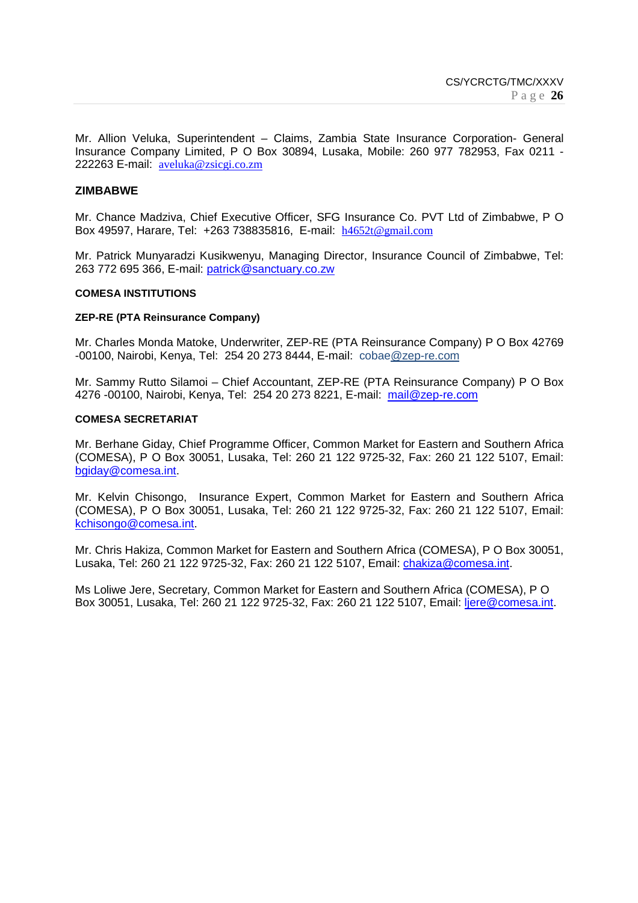Mr. Allion Veluka, Superintendent – Claims, Zambia State Insurance Corporation- General Insurance Company Limited, P O Box 30894, Lusaka, Mobile: 260 977 782953, Fax 0211 - 222263 E-mail: aveluka@zsicgi.co.zm

## ZIMBABWE

Mr. Chance Madziva, Chief Executive Officer, SFG Insurance Co. PVT Ltd of Zimbabwe, P O Box 49597, Harare, Tel: +263 738835816, E-mail: h4652t@gmail.com

Mr. Patrick Munyaradzi Kusikwenyu, Managing Director, Insurance Council of Zimbabwe, Tel: 263 772 695 366, E-mail: patrick@sanctuary.co.zw

### COMESA INSTITUTIONS

#### ZEP-RE (PTA Reinsurance Company)

Mr. Charles Monda Matoke, Underwriter, ZEP-RE (PTA Reinsurance Company) P O Box 42769 -00100, Nairobi, Kenya, Tel: 254 20 273 8444, E-mail: cobae@zep-re.com

Mr. Sammy Rutto Silamoi – Chief Accountant, ZEP-RE (PTA Reinsurance Company) P O Box 4276 -00100, Nairobi, Kenya, Tel: 254 20 273 8221, E-mail: mail@zep-re.com

### COMESA SECRETARIAT

Mr. Berhane Giday, Chief Programme Officer, Common Market for Eastern and Southern Africa (COMESA), P O Box 30051, Lusaka, Tel: 260 21 122 9725-32, Fax: 260 21 122 5107, Email: bgiday@comesa.int.

Mr. Kelvin Chisongo, Insurance Expert, Common Market for Eastern and Southern Africa (COMESA), P O Box 30051, Lusaka, Tel: 260 21 122 9725-32, Fax: 260 21 122 5107, Email: kchisongo@comesa.int.

Mr. Chris Hakiza, Common Market for Eastern and Southern Africa (COMESA), P O Box 30051, Lusaka, Tel: 260 21 122 9725-32, Fax: 260 21 122 5107, Email: chakiza@comesa.int.

Ms Loliwe Jere, Secretary, Common Market for Eastern and Southern Africa (COMESA), P O Box 30051, Lusaka, Tel: 260 21 122 9725-32, Fax: 260 21 122 5107, Email: ljere@comesa.int.